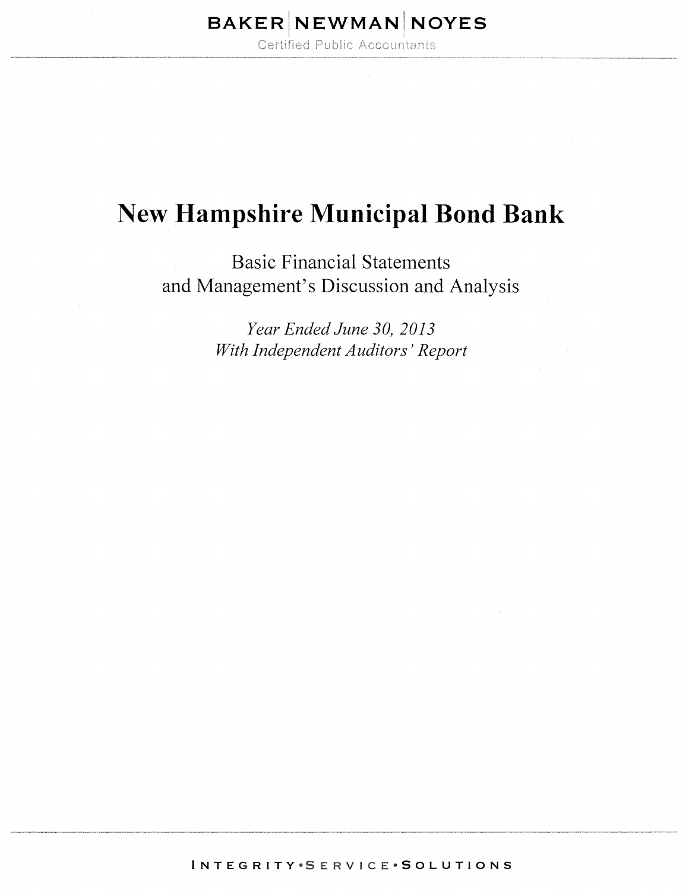BAKER | NEWMAN | NOYES

Certified Public Accountants

# New Hampshire Municipal Bond Bank

Basic Financial Statements
and Management's Discussion and Analysis

*Year Ended June 30, 2013*
*With Independent Auditors' Report*

INTEGRITY • SERVICE • SOLUTIONS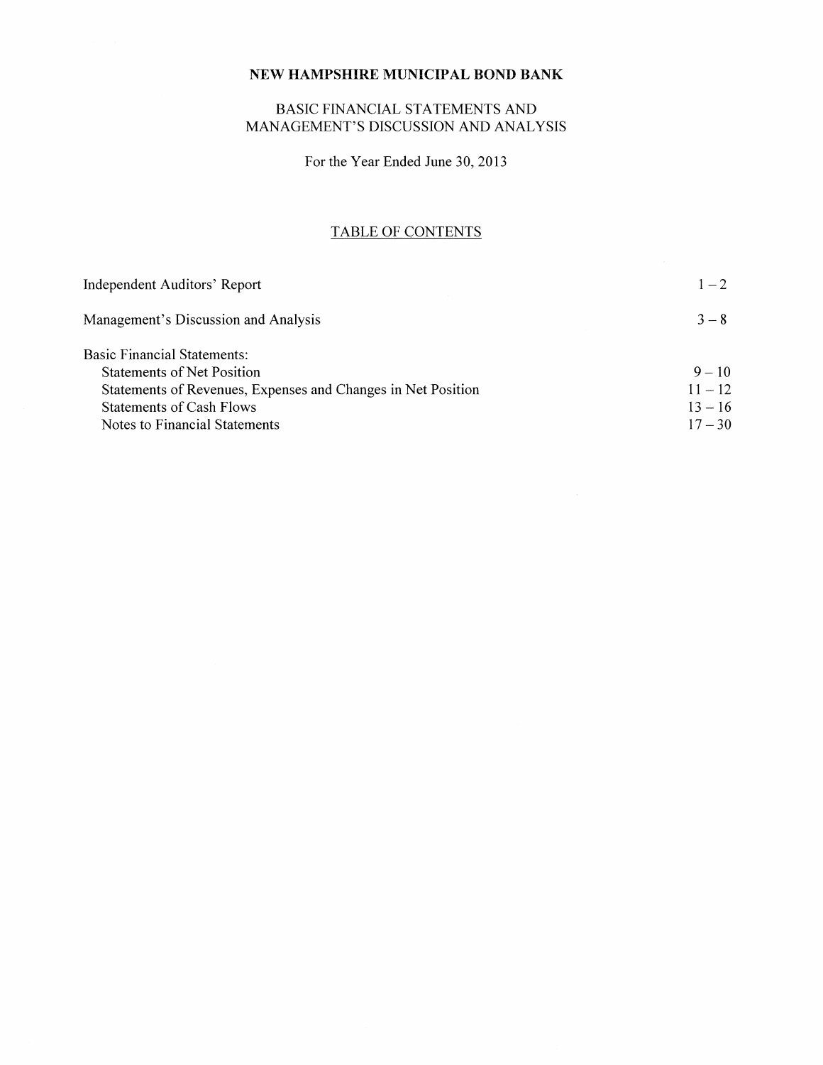# NEW HAMPSHIRE MUNICIPAL BOND BANK

## BASIC FINANCIAL STATEMENTS AND MANAGEMENT'S DISCUSSION AND ANALYSIS

For the Year Ended June 30, 2013

### TABLE OF CONTENTS

| | |
|---|---|
| Independent Auditors' Report | 1 – 2 |
| Management's Discussion and Analysis | 3 – 8 |
| Basic Financial Statements: | |
| Statements of Net Position | 9 – 10 |
| Statements of Revenues, Expenses and Changes in Net Position | 11 – 12 |
| Statements of Cash Flows | 13 – 16 |
| Notes to Financial Statements | 17 – 30 |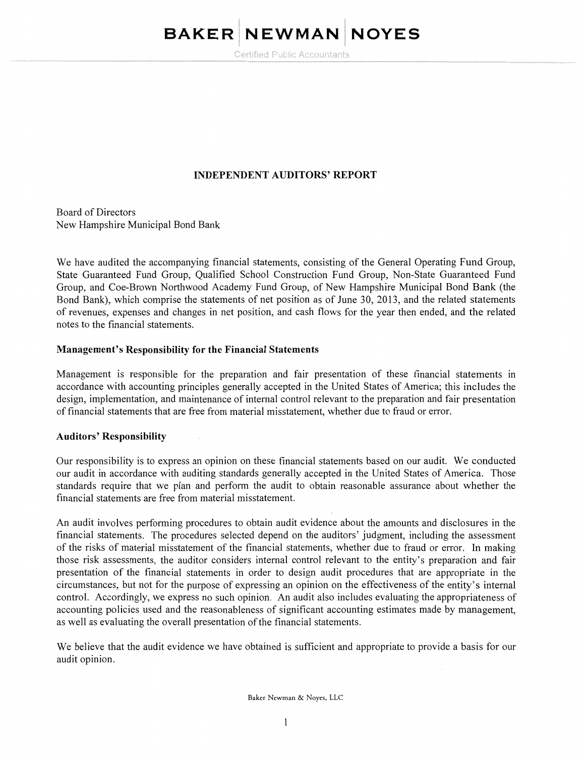# BAKER NEWMAN NOYES

Certified Public Accountants

## INDEPENDENT AUDITORS' REPORT

Board of Directors
New Hampshire Municipal Bond Bank

We have audited the accompanying financial statements, consisting of the General Operating Fund Group, State Guaranteed Fund Group, Qualified School Construction Fund Group, Non-State Guaranteed Fund Group, and Coe-Brown Northwood Academy Fund Group, of New Hampshire Municipal Bond Bank (the Bond Bank), which comprise the statements of net position as of June 30, 2013, and the related statements of revenues, expenses and changes in net position, and cash flows for the year then ended, and the related notes to the financial statements.

### Management's Responsibility for the Financial Statements

Management is responsible for the preparation and fair presentation of these financial statements in accordance with accounting principles generally accepted in the United States of America; this includes the design, implementation, and maintenance of internal control relevant to the preparation and fair presentation of financial statements that are free from material misstatement, whether due to fraud or error.

### Auditors' Responsibility

Our responsibility is to express an opinion on these financial statements based on our audit. We conducted our audit in accordance with auditing standards generally accepted in the United States of America. Those standards require that we plan and perform the audit to obtain reasonable assurance about whether the financial statements are free from material misstatement.

An audit involves performing procedures to obtain audit evidence about the amounts and disclosures in the financial statements. The procedures selected depend on the auditors' judgment, including the assessment of the risks of material misstatement of the financial statements, whether due to fraud or error. In making those risk assessments, the auditor considers internal control relevant to the entity's preparation and fair presentation of the financial statements in order to design audit procedures that are appropriate in the circumstances, but not for the purpose of expressing an opinion on the effectiveness of the entity's internal control. Accordingly, we express no such opinion. An audit also includes evaluating the appropriateness of accounting policies used and the reasonableness of significant accounting estimates made by management, as well as evaluating the overall presentation of the financial statements.

We believe that the audit evidence we have obtained is sufficient and appropriate to provide a basis for our audit opinion.

Baker Newman & Noyes, LLC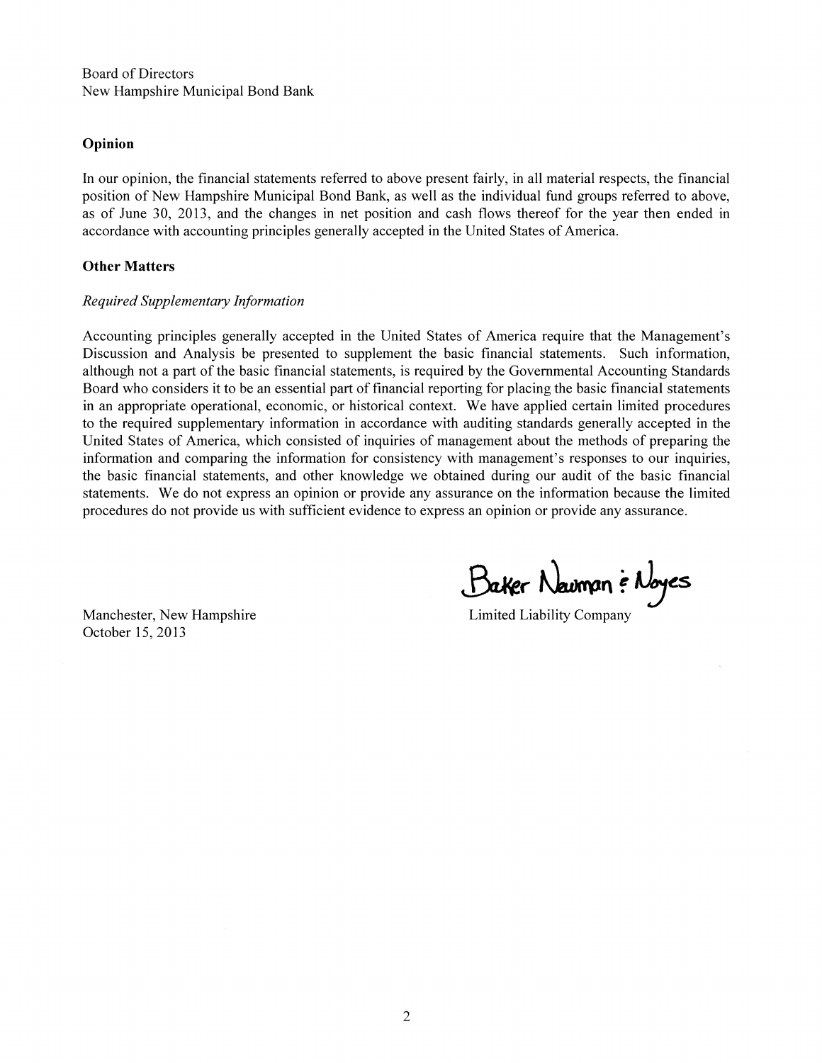Board of Directors
New Hampshire Municipal Bond Bank

**Opinion**

In our opinion, the financial statements referred to above present fairly, in all material respects, the financial position of New Hampshire Municipal Bond Bank, as well as the individual fund groups referred to above, as of June 30, 2013, and the changes in net position and cash flows thereof for the year then ended in accordance with accounting principles generally accepted in the United States of America.

**Other Matters**

*Required Supplementary Information*

Accounting principles generally accepted in the United States of America require that the Management's Discussion and Analysis be presented to supplement the basic financial statements. Such information, although not a part of the basic financial statements, is required by the Governmental Accounting Standards Board who considers it to be an essential part of financial reporting for placing the basic financial statements in an appropriate operational, economic, or historical context. We have applied certain limited procedures to the required supplementary information in accordance with auditing standards generally accepted in the United States of America, which consisted of inquiries of management about the methods of preparing the information and comparing the information for consistency with management's responses to our inquiries, the basic financial statements, and other knowledge we obtained during our audit of the basic financial statements. We do not express an opinion or provide any assurance on the information because the limited procedures do not provide us with sufficient evidence to express an opinion or provide any assurance.

Baker Newman & Noyes
Limited Liability Company

Manchester, New Hampshire
October 15, 2013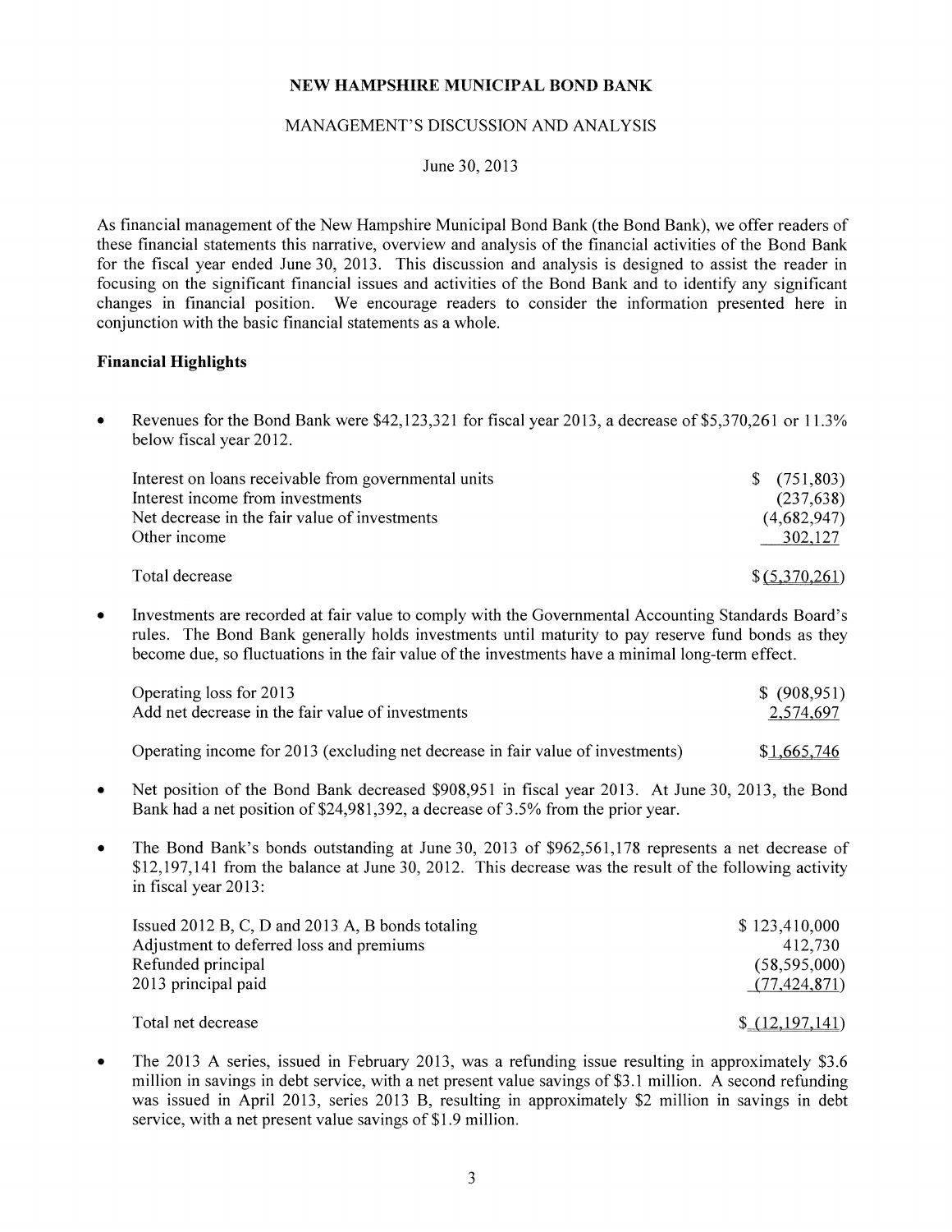**NEW HAMPSHIRE MUNICIPAL BOND BANK**

MANAGEMENT'S DISCUSSION AND ANALYSIS

June 30, 2013

As financial management of the New Hampshire Municipal Bond Bank (the Bond Bank), we offer readers of these financial statements this narrative, overview and analysis of the financial activities of the Bond Bank for the fiscal year ended June 30, 2013. This discussion and analysis is designed to assist the reader in focusing on the significant financial issues and activities of the Bond Bank and to identify any significant changes in financial position. We encourage readers to consider the information presented here in conjunction with the basic financial statements as a whole.

## Financial Highlights

- Revenues for the Bond Bank were $42,123,321 for fiscal year 2013, a decrease of $5,370,261 or 11.3% below fiscal year 2012.

| | |
|---|---|
| Interest on loans receivable from governmental units | $ (751,803) |
| Interest income from investments | (237,638) |
| Net decrease in the fair value of investments | (4,682,947) |
| Other income | 302,127 |
| Total decrease | $ (5,370,261) |

- Investments are recorded at fair value to comply with the Governmental Accounting Standards Board's rules. The Bond Bank generally holds investments until maturity to pay reserve fund bonds as they become due, so fluctuations in the fair value of the investments have a minimal long-term effect.

| | |
|---|---|
| Operating loss for 2013 | $ (908,951) |
| Add net decrease in the fair value of investments | 2,574,697 |
| Operating income for 2013 (excluding net decrease in fair value of investments) | $ 1,665,746 |

- Net position of the Bond Bank decreased $908,951 in fiscal year 2013. At June 30, 2013, the Bond Bank had a net position of $24,981,392, a decrease of 3.5% from the prior year.

- The Bond Bank's bonds outstanding at June 30, 2013 of $962,561,178 represents a net decrease of $12,197,141 from the balance at June 30, 2012. This decrease was the result of the following activity in fiscal year 2013:

| | |
|---|---|
| Issued 2012 B, C, D and 2013 A, B bonds totaling | $ 123,410,000 |
| Adjustment to deferred loss and premiums | 412,730 |
| Refunded principal | (58,595,000) |
| 2013 principal paid | (77,424,871) |
| Total net decrease | $ (12,197,141) |

- The 2013 A series, issued in February 2013, was a refunding issue resulting in approximately $3.6 million in savings in debt service, with a net present value savings of $3.1 million. A second refunding was issued in April 2013, series 2013 B, resulting in approximately $2 million in savings in debt service, with a net present value savings of $1.9 million.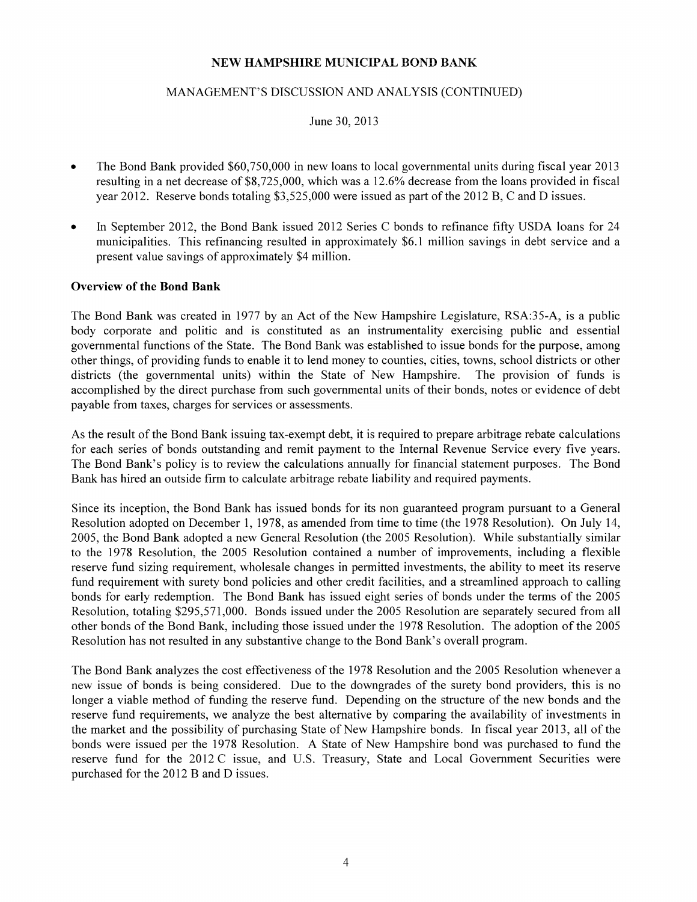# NEW HAMPSHIRE MUNICIPAL BOND BANK

## MANAGEMENT'S DISCUSSION AND ANALYSIS (CONTINUED)

June 30, 2013

- The Bond Bank provided $60,750,000 in new loans to local governmental units during fiscal year 2013 resulting in a net decrease of $8,725,000, which was a 12.6% decrease from the loans provided in fiscal year 2012. Reserve bonds totaling $3,525,000 were issued as part of the 2012 B, C and D issues.
- In September 2012, the Bond Bank issued 2012 Series C bonds to refinance fifty USDA loans for 24 municipalities. This refinancing resulted in approximately $6.1 million savings in debt service and a present value savings of approximately $4 million.

### Overview of the Bond Bank

The Bond Bank was created in 1977 by an Act of the New Hampshire Legislature, RSA:35-A, is a public body corporate and politic and is constituted as an instrumentality exercising public and essential governmental functions of the State. The Bond Bank was established to issue bonds for the purpose, among other things, of providing funds to enable it to lend money to counties, cities, towns, school districts or other districts (the governmental units) within the State of New Hampshire. The provision of funds is accomplished by the direct purchase from such governmental units of their bonds, notes or evidence of debt payable from taxes, charges for services or assessments.

As the result of the Bond Bank issuing tax-exempt debt, it is required to prepare arbitrage rebate calculations for each series of bonds outstanding and remit payment to the Internal Revenue Service every five years. The Bond Bank's policy is to review the calculations annually for financial statement purposes. The Bond Bank has hired an outside firm to calculate arbitrage rebate liability and required payments.

Since its inception, the Bond Bank has issued bonds for its non guaranteed program pursuant to a General Resolution adopted on December 1, 1978, as amended from time to time (the 1978 Resolution). On July 14, 2005, the Bond Bank adopted a new General Resolution (the 2005 Resolution). While substantially similar to the 1978 Resolution, the 2005 Resolution contained a number of improvements, including a flexible reserve fund sizing requirement, wholesale changes in permitted investments, the ability to meet its reserve fund requirement with surety bond policies and other credit facilities, and a streamlined approach to calling bonds for early redemption. The Bond Bank has issued eight series of bonds under the terms of the 2005 Resolution, totaling $295,571,000. Bonds issued under the 2005 Resolution are separately secured from all other bonds of the Bond Bank, including those issued under the 1978 Resolution. The adoption of the 2005 Resolution has not resulted in any substantive change to the Bond Bank's overall program.

The Bond Bank analyzes the cost effectiveness of the 1978 Resolution and the 2005 Resolution whenever a new issue of bonds is being considered. Due to the downgrades of the surety bond providers, this is no longer a viable method of funding the reserve fund. Depending on the structure of the new bonds and the reserve fund requirements, we analyze the best alternative by comparing the availability of investments in the market and the possibility of purchasing State of New Hampshire bonds. In fiscal year 2013, all of the bonds were issued per the 1978 Resolution. A State of New Hampshire bond was purchased to fund the reserve fund for the 2012 C issue, and U.S. Treasury, State and Local Government Securities were purchased for the 2012 B and D issues.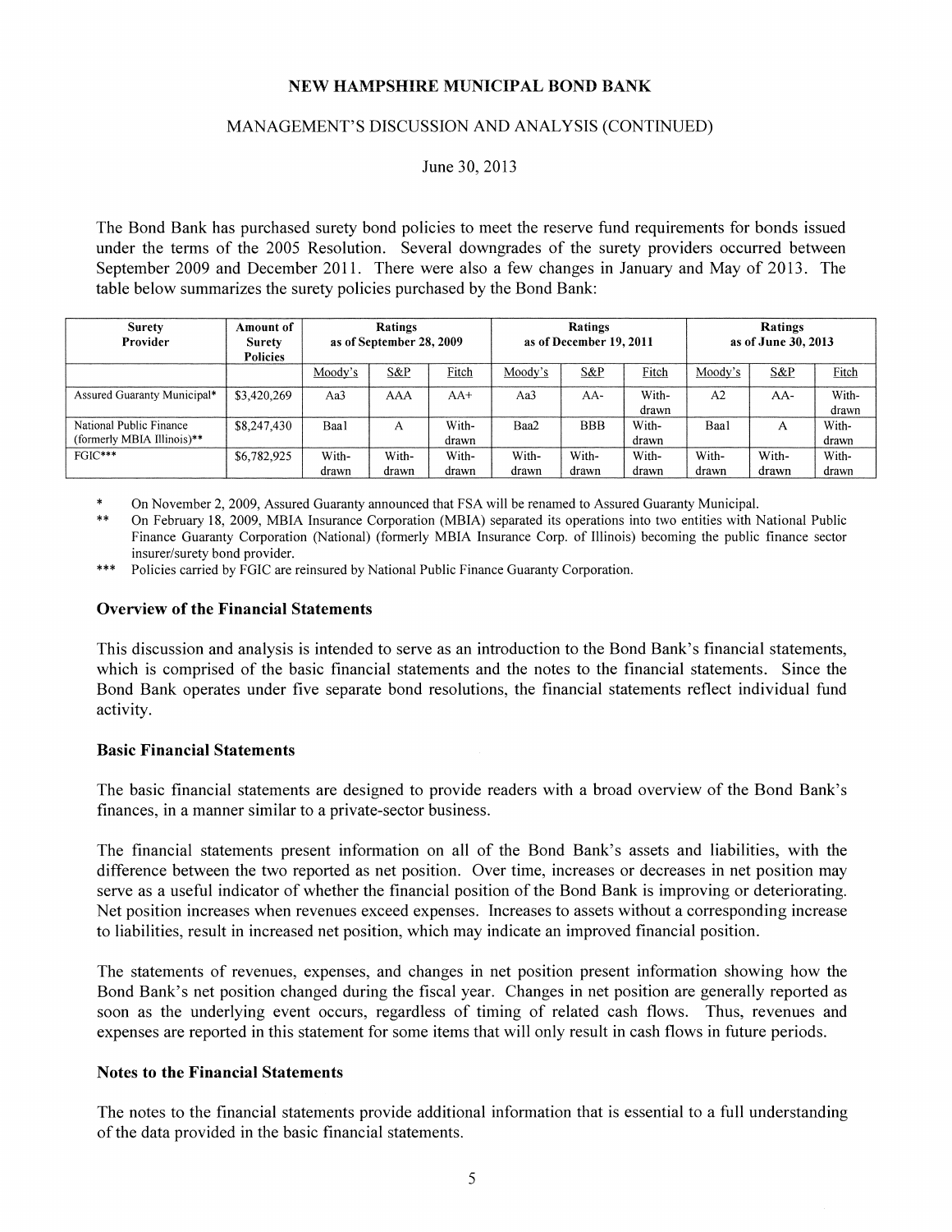# NEW HAMPSHIRE MUNICIPAL BOND BANK

## MANAGEMENT'S DISCUSSION AND ANALYSIS (CONTINUED)

June 30, 2013

The Bond Bank has purchased surety bond policies to meet the reserve fund requirements for bonds issued under the terms of the 2005 Resolution. Several downgrades of the surety providers occurred between September 2009 and December 2011. There were also a few changes in January and May of 2013. The table below summarizes the surety policies purchased by the Bond Bank:

| Surety Provider | Amount of Surety Policies | Ratings as of September 28, 2009 | | | Ratings as of December 19, 2011 | | | Ratings as of June 30, 2013 | | |
|---|---|---|---|---|---|---|---|---|---|---|
| | | Moody's | S&P | Fitch | Moody's | S&P | Fitch | Moody's | S&P | Fitch |
| Assured Guaranty Municipal* | $3,420,269 | Aa3 | AAA | AA+ | Aa3 | AA- | With-drawn | A2 | AA- | With-drawn |
| National Public Finance (formerly MBIA Illinois)** | $8,247,430 | Baa1 | A | With-drawn | Baa2 | BBB | With-drawn | Baa1 | A | With-drawn |
| FGIC*** | $6,782,925 | With-drawn | With-drawn | With-drawn | With-drawn | With-drawn | With-drawn | With-drawn | With-drawn | With-drawn |

\* On November 2, 2009, Assured Guaranty announced that FSA will be renamed to Assured Guaranty Municipal.

\** On February 18, 2009, MBIA Insurance Corporation (MBIA) separated its operations into two entities with National Public Finance Guaranty Corporation (National) (formerly MBIA Insurance Corp. of Illinois) becoming the public finance sector insurer/surety bond provider.

\*** Policies carried by FGIC are reinsured by National Public Finance Guaranty Corporation.

### Overview of the Financial Statements

This discussion and analysis is intended to serve as an introduction to the Bond Bank's financial statements, which is comprised of the basic financial statements and the notes to the financial statements. Since the Bond Bank operates under five separate bond resolutions, the financial statements reflect individual fund activity.

### Basic Financial Statements

The basic financial statements are designed to provide readers with a broad overview of the Bond Bank's finances, in a manner similar to a private-sector business.

The financial statements present information on all of the Bond Bank's assets and liabilities, with the difference between the two reported as net position. Over time, increases or decreases in net position may serve as a useful indicator of whether the financial position of the Bond Bank is improving or deteriorating. Net position increases when revenues exceed expenses. Increases to assets without a corresponding increase to liabilities, result in increased net position, which may indicate an improved financial position.

The statements of revenues, expenses, and changes in net position present information showing how the Bond Bank's net position changed during the fiscal year. Changes in net position are generally reported as soon as the underlying event occurs, regardless of timing of related cash flows. Thus, revenues and expenses are reported in this statement for some items that will only result in cash flows in future periods.

### Notes to the Financial Statements

The notes to the financial statements provide additional information that is essential to a full understanding of the data provided in the basic financial statements.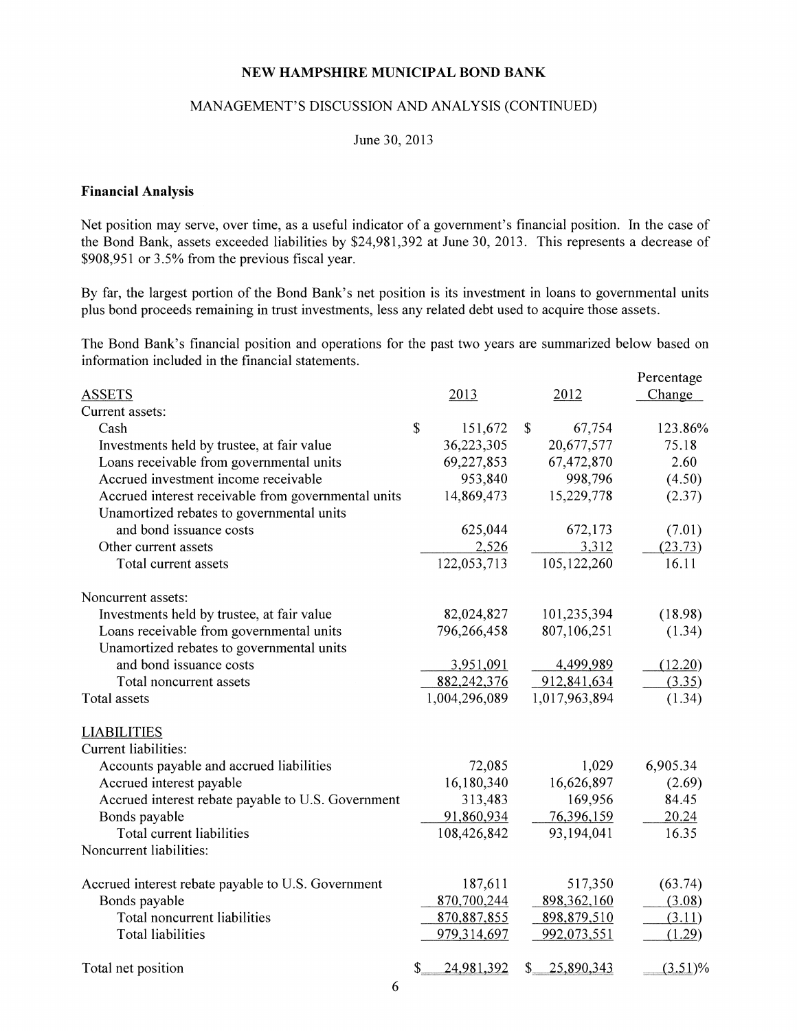NEW HAMPSHIRE MUNICIPAL BOND BANK

MANAGEMENT'S DISCUSSION AND ANALYSIS (CONTINUED)

June 30, 2013

**Financial Analysis**

Net position may serve, over time, as a useful indicator of a government's financial position. In the case of the Bond Bank, assets exceeded liabilities by $24,981,392 at June 30, 2013. This represents a decrease of $908,951 or 3.5% from the previous fiscal year.

By far, the largest portion of the Bond Bank's net position is its investment in loans to governmental units plus bond proceeds remaining in trust investments, less any related debt used to acquire those assets.

The Bond Bank's financial position and operations for the past two years are summarized below based on information included in the financial statements.

| ASSETS | 2013 | 2012 | Percentage Change |
|---|---|---|---|
| Current assets: | | | |
| Cash | $ 151,672 | $ 67,754 | 123.86% |
| Investments held by trustee, at fair value | 36,223,305 | 20,677,577 | 75.18 |
| Loans receivable from governmental units | 69,227,853 | 67,472,870 | 2.60 |
| Accrued investment income receivable | 953,840 | 998,796 | (4.50) |
| Accrued interest receivable from governmental units | 14,869,473 | 15,229,778 | (2.37) |
| Unamortized rebates to governmental units and bond issuance costs | 625,044 | 672,173 | (7.01) |
| Other current assets | 2,526 | 3,312 | (23.73) |
| Total current assets | 122,053,713 | 105,122,260 | 16.11 |
| Noncurrent assets: | | | |
| Investments held by trustee, at fair value | 82,024,827 | 101,235,394 | (18.98) |
| Loans receivable from governmental units | 796,266,458 | 807,106,251 | (1.34) |
| Unamortized rebates to governmental units and bond issuance costs | 3,951,091 | 4,499,989 | (12.20) |
| Total noncurrent assets | 882,242,376 | 912,841,634 | (3.35) |
| Total assets | 1,004,296,089 | 1,017,963,894 | (1.34) |
| LIABILITIES | | | |
| Current liabilities: | | | |
| Accounts payable and accrued liabilities | 72,085 | 1,029 | 6,905.34 |
| Accrued interest payable | 16,180,340 | 16,626,897 | (2.69) |
| Accrued interest rebate payable to U.S. Government | 313,483 | 169,956 | 84.45 |
| Bonds payable | 91,860,934 | 76,396,159 | 20.24 |
| Total current liabilities | 108,426,842 | 93,194,041 | 16.35 |
| Noncurrent liabilities: | | | |
| Accrued interest rebate payable to U.S. Government | 187,611 | 517,350 | (63.74) |
| Bonds payable | 870,700,244 | 898,362,160 | (3.08) |
| Total noncurrent liabilities | 870,887,855 | 898,879,510 | (3.11) |
| Total liabilities | 979,314,697 | 992,073,551 | (1.29) |
| Total net position | $ 24,981,392 | $ 25,890,343 | (3.51)% |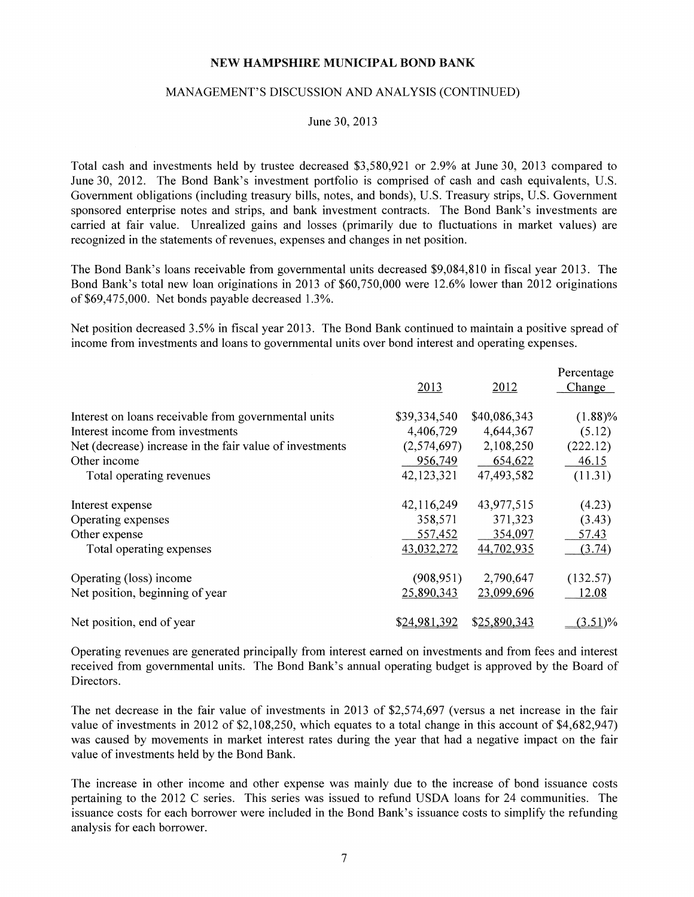**NEW HAMPSHIRE MUNICIPAL BOND BANK**

MANAGEMENT'S DISCUSSION AND ANALYSIS (CONTINUED)

June 30, 2013

Total cash and investments held by trustee decreased $3,580,921 or 2.9% at June 30, 2013 compared to June 30, 2012. The Bond Bank's investment portfolio is comprised of cash and cash equivalents, U.S. Government obligations (including treasury bills, notes, and bonds), U.S. Treasury strips, U.S. Government sponsored enterprise notes and strips, and bank investment contracts. The Bond Bank's investments are carried at fair value. Unrealized gains and losses (primarily due to fluctuations in market values) are recognized in the statements of revenues, expenses and changes in net position.

The Bond Bank's loans receivable from governmental units decreased $9,084,810 in fiscal year 2013. The Bond Bank's total new loan originations in 2013 of $60,750,000 were 12.6% lower than 2012 originations of $69,475,000. Net bonds payable decreased 1.3%.

Net position decreased 3.5% in fiscal year 2013. The Bond Bank continued to maintain a positive spread of income from investments and loans to governmental units over bond interest and operating expenses.

| | 2013 | 2012 | Percentage Change |
|---|---|---|---|
| Interest on loans receivable from governmental units | $39,334,540 | $40,086,343 | (1.88)% |
| Interest income from investments | 4,406,729 | 4,644,367 | (5.12) |
| Net (decrease) increase in the fair value of investments | (2,574,697) | 2,108,250 | (222.12) |
| Other income | 956,749 | 654,622 | 46.15 |
| Total operating revenues | 42,123,321 | 47,493,582 | (11.31) |
| | | | |
| Interest expense | 42,116,249 | 43,977,515 | (4.23) |
| Operating expenses | 358,571 | 371,323 | (3.43) |
| Other expense | 557,452 | 354,097 | 57.43 |
| Total operating expenses | 43,032,272 | 44,702,935 | (3.74) |
| | | | |
| Operating (loss) income | (908,951) | 2,790,647 | (132.57) |
| Net position, beginning of year | 25,890,343 | 23,099,696 | 12.08 |
| | | | |
| Net position, end of year | $24,981,392 | $25,890,343 | (3.51)% |

Operating revenues are generated principally from interest earned on investments and from fees and interest received from governmental units. The Bond Bank's annual operating budget is approved by the Board of Directors.

The net decrease in the fair value of investments in 2013 of $2,574,697 (versus a net increase in the fair value of investments in 2012 of $2,108,250, which equates to a total change in this account of $4,682,947) was caused by movements in market interest rates during the year that had a negative impact on the fair value of investments held by the Bond Bank.

The increase in other income and other expense was mainly due to the increase of bond issuance costs pertaining to the 2012 C series. This series was issued to refund USDA loans for 24 communities. The issuance costs for each borrower were included in the Bond Bank's issuance costs to simplify the refunding analysis for each borrower.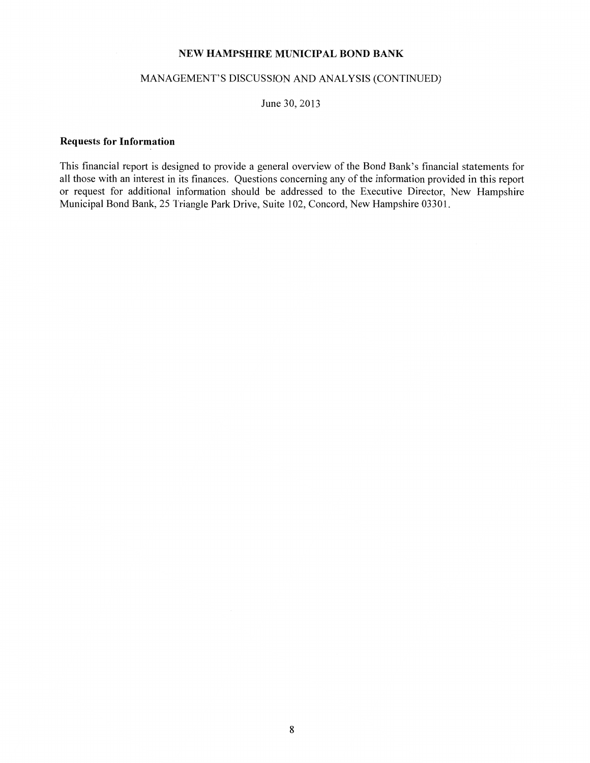## Requests for Information

This financial report is designed to provide a general overview of the Bond Bank's financial statements for all those with an interest in its finances. Questions concerning any of the information provided in this report or request for additional information should be addressed to the Executive Director, New Hampshire Municipal Bond Bank, 25 Triangle Park Drive, Suite 102, Concord, New Hampshire 03301.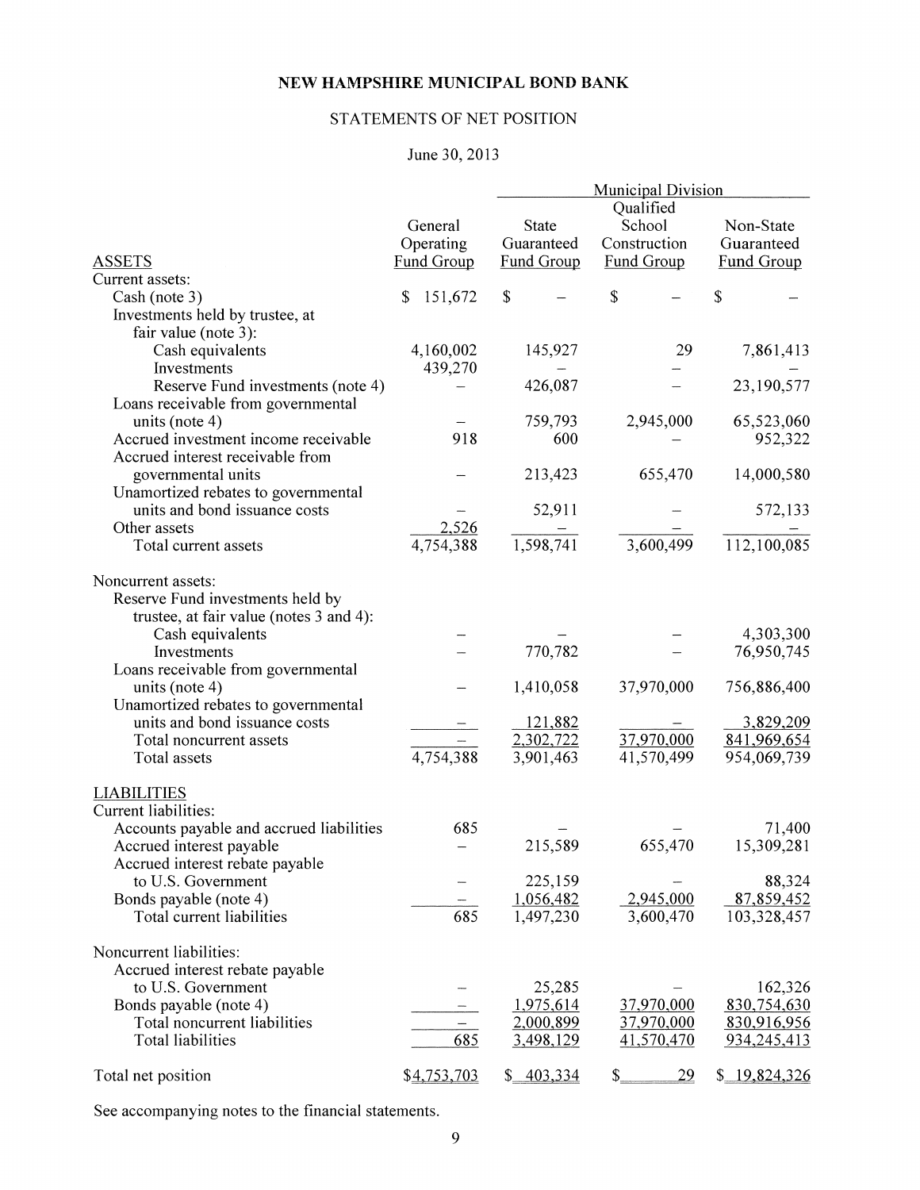# NEW HAMPSHIRE MUNICIPAL BOND BANK

## STATEMENTS OF NET POSITION

June 30, 2013

| | | Municipal Division | | |
|---|---|---|---|---|
| ASSETS | General Operating Fund Group | State Guaranteed Fund Group | Qualified School Construction Fund Group | Non-State Guaranteed Fund Group |
| Current assets: | | | | |
| Cash (note 3) | $ 151,672 | $ – | $ – | $ – |
| Investments held by trustee, at fair value (note 3): | | | | |
| Cash equivalents | 4,160,002 | 145,927 | 29 | 7,861,413 |
| Investments | 439,270 | – | – | – |
| Reserve Fund investments (note 4) | – | 426,087 | – | 23,190,577 |
| Loans receivable from governmental units (note 4) | – | 759,793 | 2,945,000 | 65,523,060 |
| Accrued investment income receivable | 918 | 600 | – | 952,322 |
| Accrued interest receivable from governmental units | – | 213,423 | 655,470 | 14,000,580 |
| Unamortized rebates to governmental units and bond issuance costs | – | 52,911 | – | 572,133 |
| Other assets | 2,526 | – | – | – |
| Total current assets | 4,754,388 | 1,598,741 | 3,600,499 | 112,100,085 |
| Noncurrent assets: | | | | |
| Reserve Fund investments held by trustee, at fair value (notes 3 and 4): | | | | |
| Cash equivalents | – | – | – | 4,303,300 |
| Investments | – | 770,782 | – | 76,950,745 |
| Loans receivable from governmental units (note 4) | – | 1,410,058 | 37,970,000 | 756,886,400 |
| Unamortized rebates to governmental units and bond issuance costs | – | 121,882 | – | 3,829,209 |
| Total noncurrent assets | – | 2,302,722 | 37,970,000 | 841,969,654 |
| Total assets | 4,754,388 | 3,901,463 | 41,570,499 | 954,069,739 |
| LIABILITIES | | | | |
| Current liabilities: | | | | |
| Accounts payable and accrued liabilities | 685 | – | – | 71,400 |
| Accrued interest payable | – | 215,589 | 655,470 | 15,309,281 |
| Accrued interest rebate payable to U.S. Government | – | 225,159 | – | 88,324 |
| Bonds payable (note 4) | – | 1,056,482 | 2,945,000 | 87,859,452 |
| Total current liabilities | 685 | 1,497,230 | 3,600,470 | 103,328,457 |
| Noncurrent liabilities: | | | | |
| Accrued interest rebate payable to U.S. Government | – | 25,285 | – | 162,326 |
| Bonds payable (note 4) | – | 1,975,614 | 37,970,000 | 830,754,630 |
| Total noncurrent liabilities | – | 2,000,899 | 37,970,000 | 830,916,956 |
| Total liabilities | 685 | 3,498,129 | 41,570,470 | 934,245,413 |
| Total net position | $4,753,703 | $ 403,334 | $ 29 | $ 19,824,326 |

See accompanying notes to the financial statements.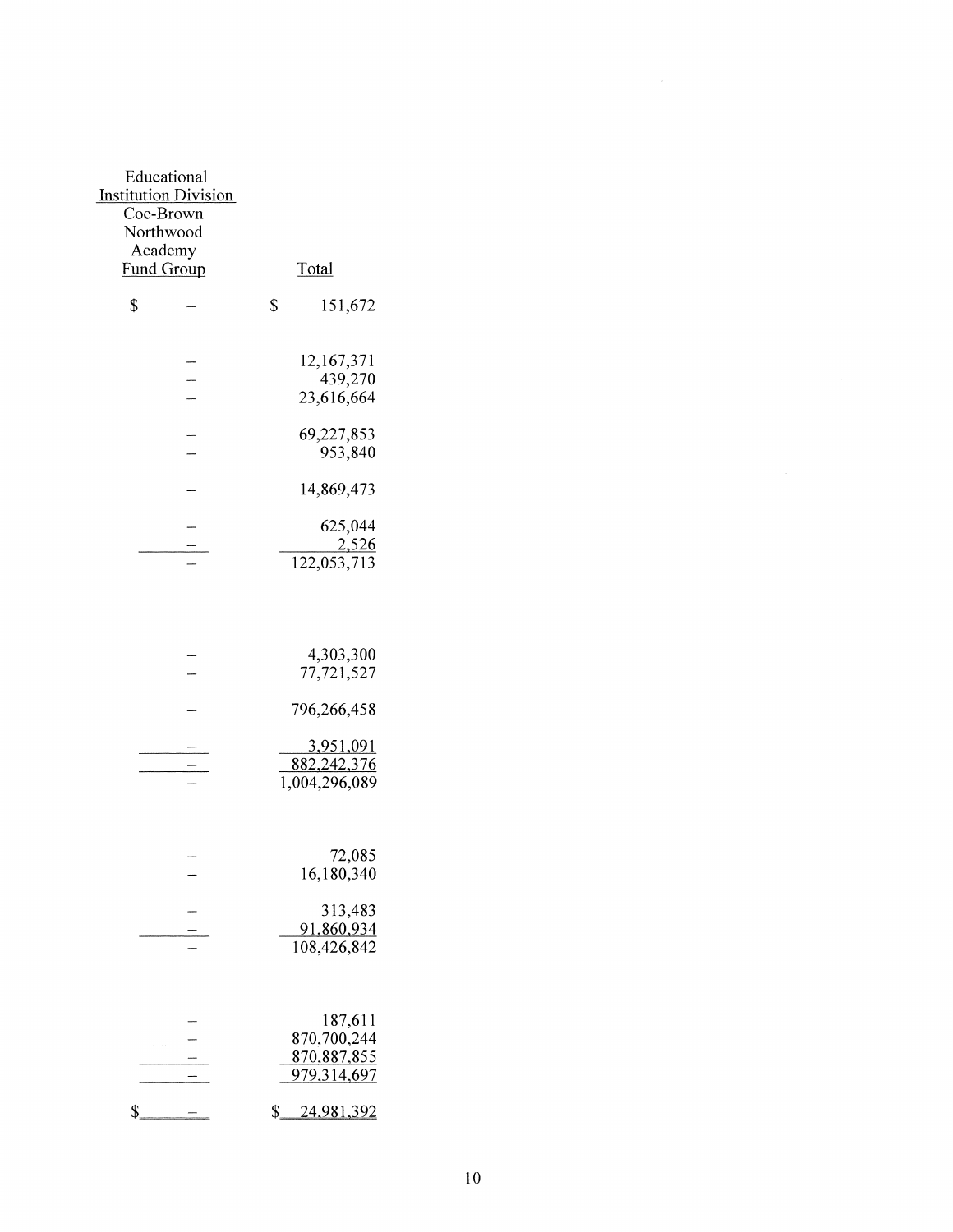| Educational Institution Division Coe-Brown Northwood Academy Fund Group | Total |
|---|---|
| $ – | $ 151,672 |
| | |
| – | 12,167,371 |
| – | 439,270 |
| – | 23,616,664 |
| | |
| – | 69,227,853 |
| – | 953,840 |
| | |
| – | 14,869,473 |
| | |
| – | 625,044 |
| – | 2,526 |
| – | 122,053,713 |
| | |
| – | 4,303,300 |
| – | 77,721,527 |
| | |
| – | 796,266,458 |
| | |
| – | 3,951,091 |
| – | 882,242,376 |
| – | 1,004,296,089 |
| | |
| – | 72,085 |
| – | 16,180,340 |
| | |
| – | 313,483 |
| – | 91,860,934 |
| – | 108,426,842 |
| | |
| – | 187,611 |
| – | 870,700,244 |
| – | 870,887,855 |
| – | 979,314,697 |
| | |
| $ – | $ 24,981,392 |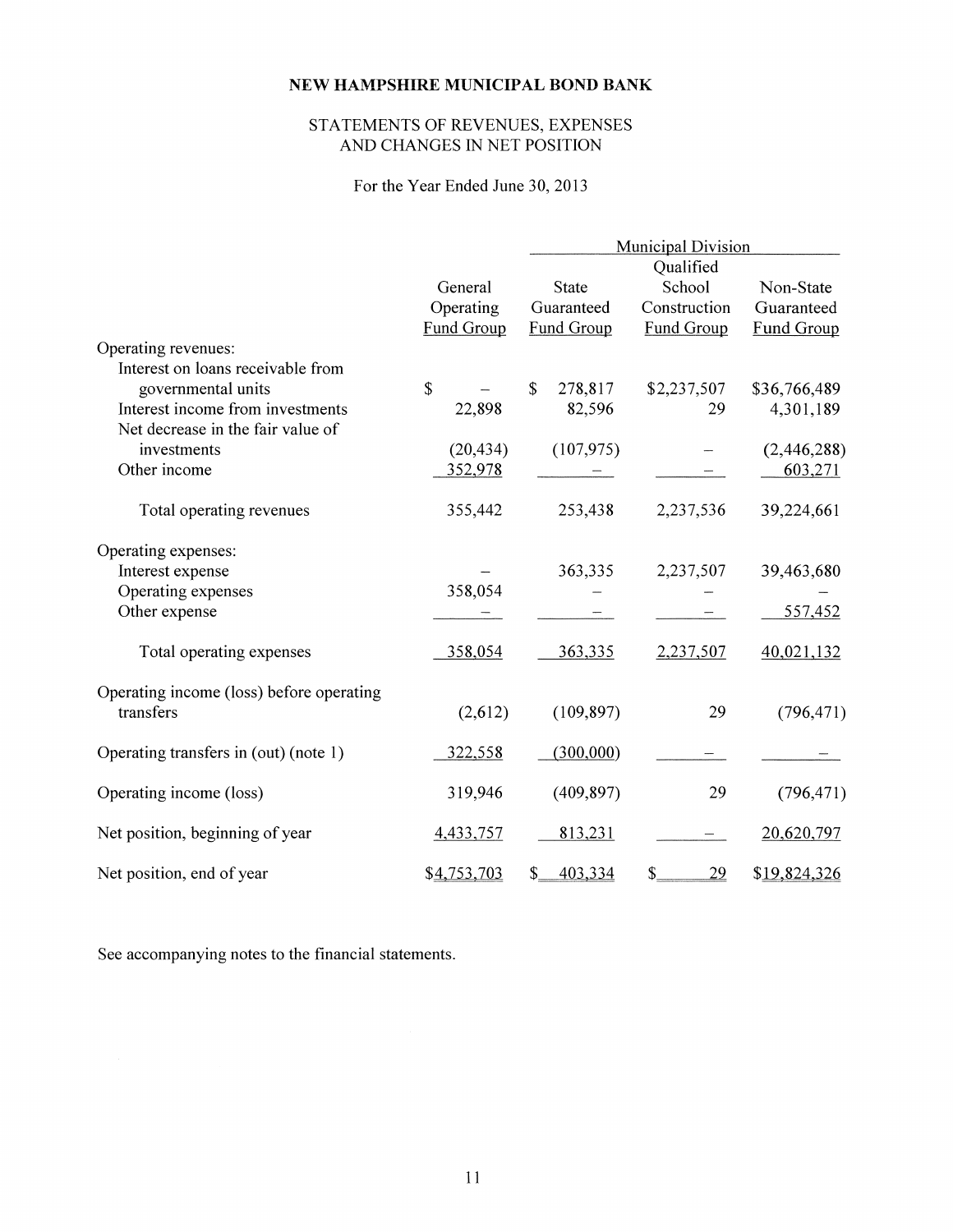# NEW HAMPSHIRE MUNICIPAL BOND BANK

## STATEMENTS OF REVENUES, EXPENSES AND CHANGES IN NET POSITION

For the Year Ended June 30, 2013

| | General Operating Fund Group | Municipal Division | | |
|---|---|---|---|---|
| | | State Guaranteed Fund Group | Qualified School Construction Fund Group | Non-State Guaranteed Fund Group |
| Operating revenues: | | | | |
| Interest on loans receivable from governmental units | $ – | $ 278,817 | $2,237,507 | $36,766,489 |
| Interest income from investments | 22,898 | 82,596 | 29 | 4,301,189 |
| Net decrease in the fair value of investments | (20,434) | (107,975) | – | (2,446,288) |
| Other income | 352,978 | – | – | 603,271 |
| Total operating revenues | 355,442 | 253,438 | 2,237,536 | 39,224,661 |
| Operating expenses: | | | | |
| Interest expense | – | 363,335 | 2,237,507 | 39,463,680 |
| Operating expenses | 358,054 | – | – | – |
| Other expense | – | – | – | 557,452 |
| Total operating expenses | 358,054 | 363,335 | 2,237,507 | 40,021,132 |
| Operating income (loss) before operating transfers | (2,612) | (109,897) | 29 | (796,471) |
| Operating transfers in (out) (note 1) | 322,558 | (300,000) | – | – |
| Operating income (loss) | 319,946 | (409,897) | 29 | (796,471) |
| Net position, beginning of year | 4,433,757 | 813,231 | – | 20,620,797 |
| Net position, end of year | $4,753,703 | $ 403,334 | $ 29 | $19,824,326 |

See accompanying notes to the financial statements.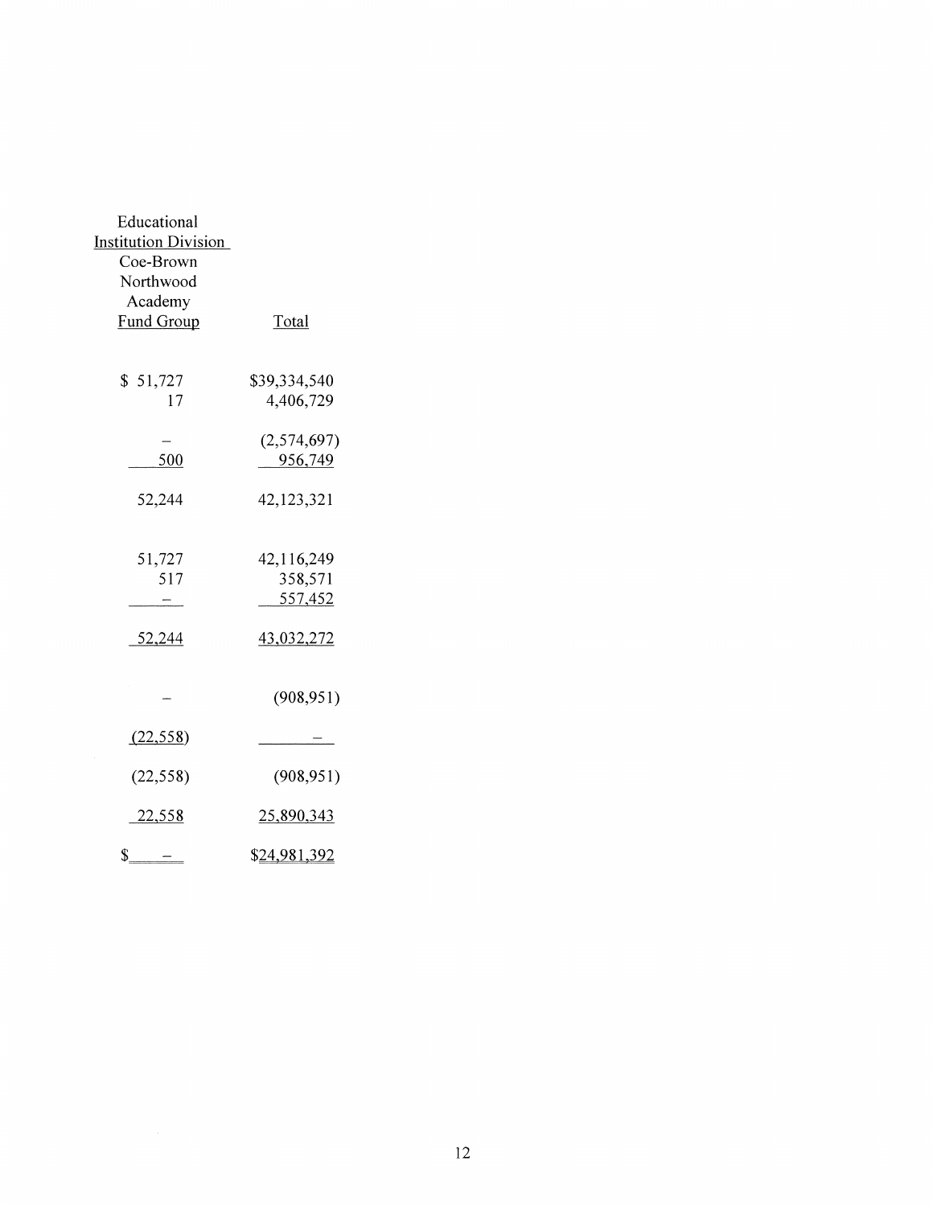| Educational Institution Division Coe-Brown Northwood Academy Fund Group | Total |
|---|---|
| $ 51,727 | $39,334,540 |
| 17 | 4,406,729 |
| – | (2,574,697) |
| 500 | 956,749 |
| 52,244 | 42,123,321 |
| 51,727 | 42,116,249 |
| 517 | 358,571 |
| – | 557,452 |
| 52,244 | 43,032,272 |
| – | (908,951) |
| (22,558) | – |
| (22,558) | (908,951) |
| 22,558 | 25,890,343 |
| $ – | $24,981,392 |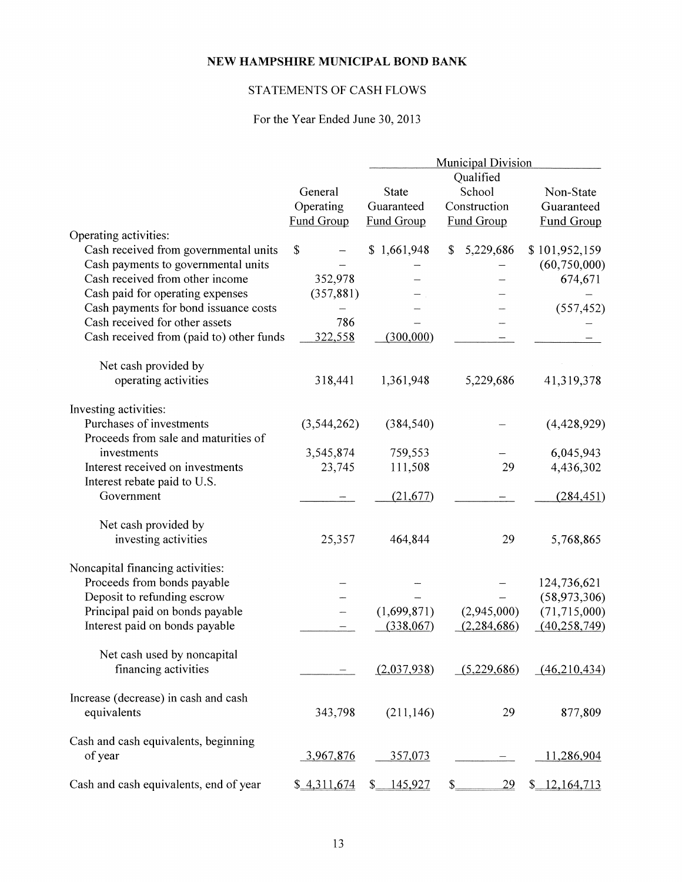# NEW HAMPSHIRE MUNICIPAL BOND BANK

## STATEMENTS OF CASH FLOWS

For the Year Ended June 30, 2013

| | General Operating Fund Group | Municipal Division | | |
|---|---|---|---|---|
| | | State Guaranteed Fund Group | Qualified School Construction Fund Group | Non-State Guaranteed Fund Group |
| Operating activities: | | | | |
| Cash received from governmental units | $ – | $ 1,661,948 | $ 5,229,686 | $ 101,952,159 |
| Cash payments to governmental units | – | – | – | (60,750,000) |
| Cash received from other income | 352,978 | – | – | 674,671 |
| Cash paid for operating expenses | (357,881) | – | – | – |
| Cash payments for bond issuance costs | – | – | – | (557,452) |
| Cash received for other assets | 786 | – | – | – |
| Cash received from (paid to) other funds | 322,558 | (300,000) | – | – |
| Net cash provided by operating activities | 318,441 | 1,361,948 | 5,229,686 | 41,319,378 |
| Investing activities: | | | | |
| Purchases of investments | (3,544,262) | (384,540) | – | (4,428,929) |
| Proceeds from sale and maturities of investments | 3,545,874 | 759,553 | – | 6,045,943 |
| Interest received on investments | 23,745 | 111,508 | 29 | 4,436,302 |
| Interest rebate paid to U.S. Government | – | (21,677) | – | (284,451) |
| Net cash provided by investing activities | 25,357 | 464,844 | 29 | 5,768,865 |
| Noncapital financing activities: | | | | |
| Proceeds from bonds payable | – | – | – | 124,736,621 |
| Deposit to refunding escrow | – | – | – | (58,973,306) |
| Principal paid on bonds payable | – | (1,699,871) | (2,945,000) | (71,715,000) |
| Interest paid on bonds payable | – | (338,067) | (2,284,686) | (40,258,749) |
| Net cash used by noncapital financing activities | – | (2,037,938) | (5,229,686) | (46,210,434) |
| Increase (decrease) in cash and cash equivalents | 343,798 | (211,146) | 29 | 877,809 |
| Cash and cash equivalents, beginning of year | 3,967,876 | 357,073 | – | 11,286,904 |
| Cash and cash equivalents, end of year | $ 4,311,674 | $ 145,927 | $ 29 | $ 12,164,713 |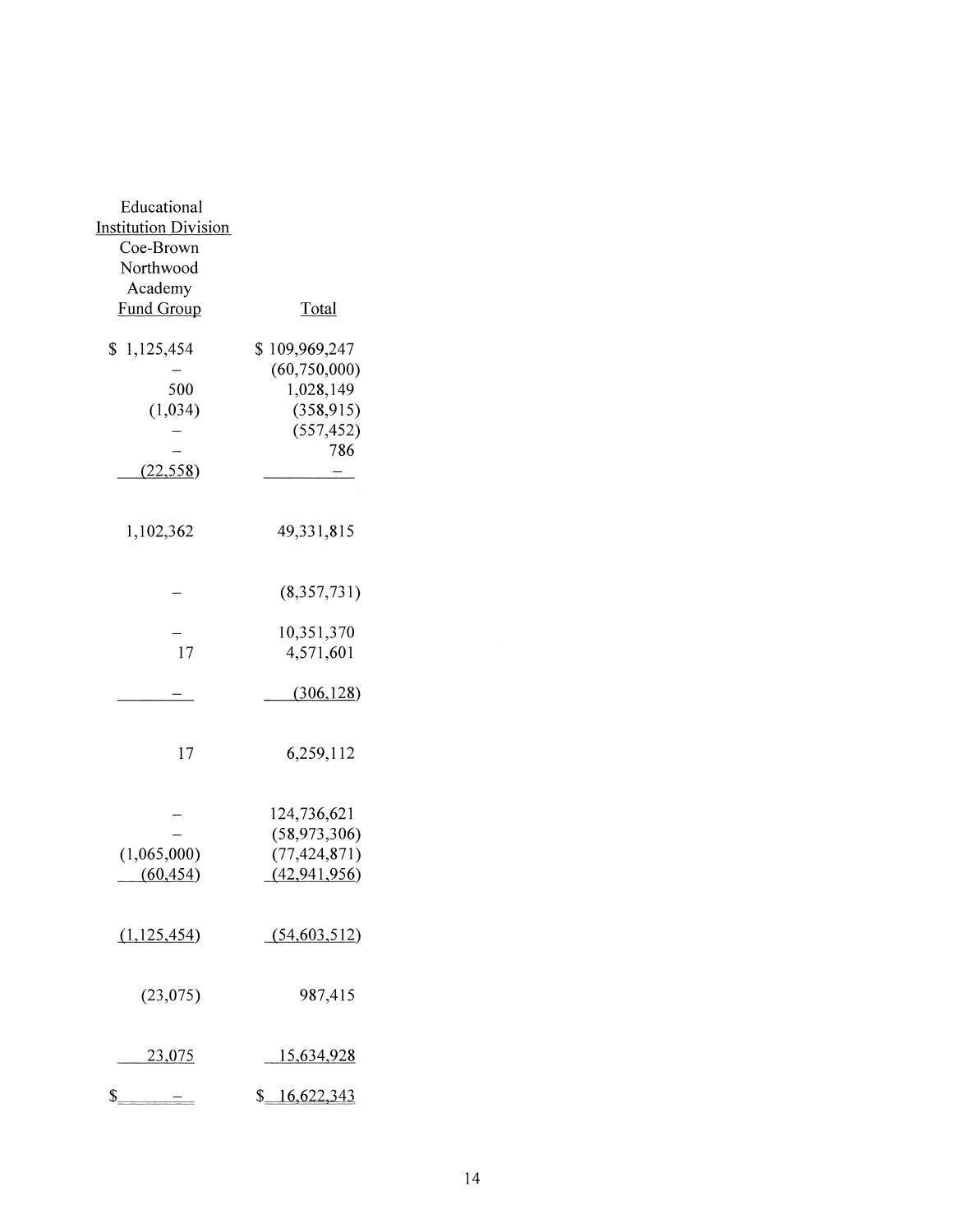| Educational Institution Division Coe-Brown Northwood Academy Fund Group | Total |
|---|---|
| $ 1,125,454 | $ 109,969,247 |
| – | (60,750,000) |
| 500 | 1,028,149 |
| (1,034) | (358,915) |
| – | (557,452) |
| – | 786 |
| (22,558) | – |
| 1,102,362 | 49,331,815 |
| – | (8,357,731) |
| – | 10,351,370 |
| 17 | 4,571,601 |
| – | (306,128) |
| 17 | 6,259,112 |
| – | 124,736,621 |
| – | (58,973,306) |
| (1,065,000) | (77,424,871) |
| (60,454) | (42,941,956) |
| (1,125,454) | (54,603,512) |
| (23,075) | 987,415 |
| 23,075 | 15,634,928 |
| $ – | $ 16,622,343 |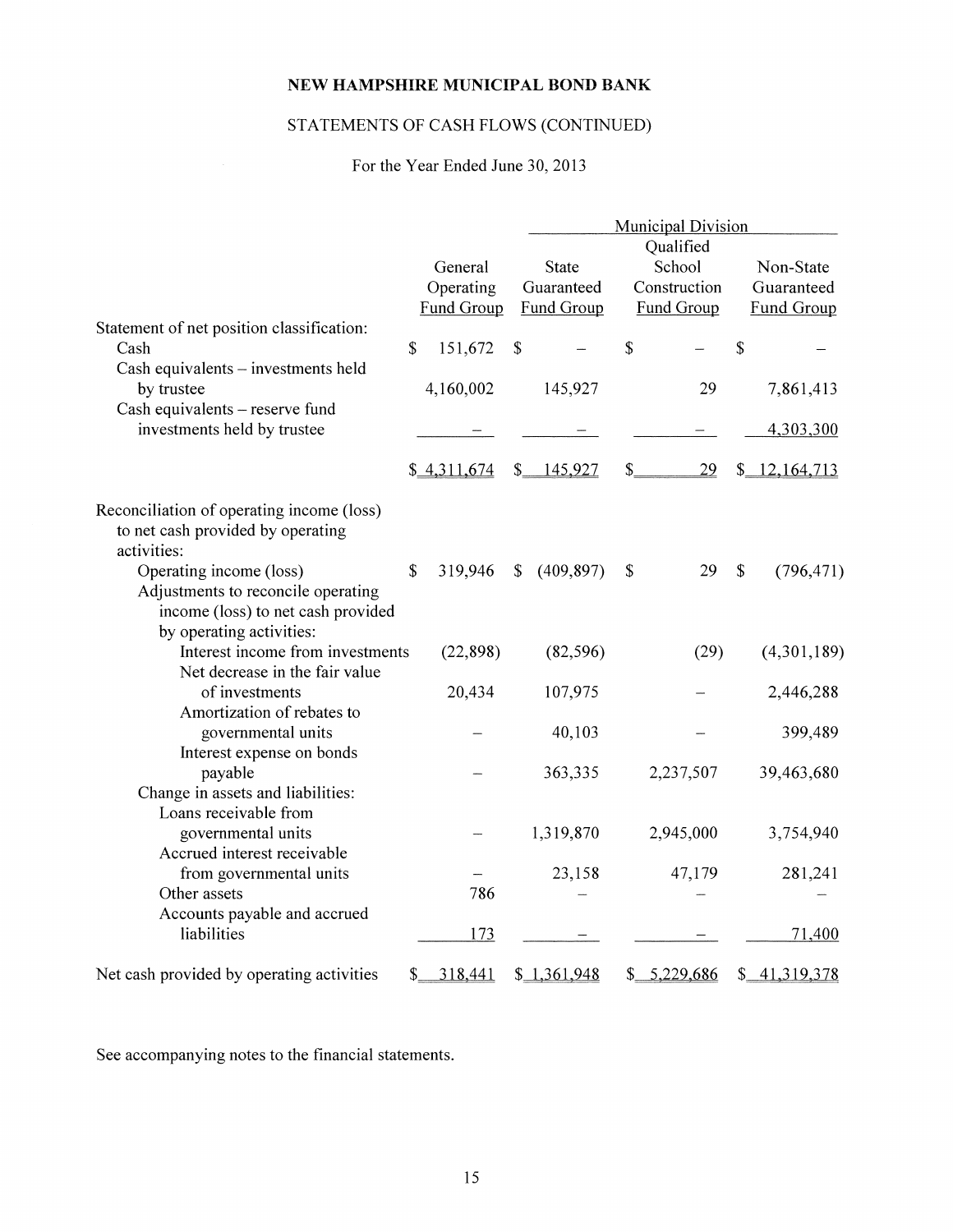**NEW HAMPSHIRE MUNICIPAL BOND BANK**

STATEMENTS OF CASH FLOWS (CONTINUED)

For the Year Ended June 30, 2013

| | General Operating Fund Group | Municipal Division State Guaranteed Fund Group | Municipal Division Qualified School Construction Fund Group | Municipal Division Non-State Guaranteed Fund Group |
|---|---|---|---|---|
| Statement of net position classification: | | | | |
| Cash | $ 151,672 | $ – | $ – | $ – |
| Cash equivalents – investments held by trustee | 4,160,002 | 145,927 | 29 | 7,861,413 |
| Cash equivalents – reserve fund investments held by trustee | – | – | – | 4,303,300 |
| | $ 4,311,674 | $ 145,927 | $ 29 | $ 12,164,713 |
| Reconciliation of operating income (loss) to net cash provided by operating activities: | | | | |
| Operating income (loss) | $ 319,946 | $ (409,897) | $ 29 | $ (796,471) |
| Adjustments to reconcile operating income (loss) to net cash provided by operating activities: | | | | |
| Interest income from investments | (22,898) | (82,596) | (29) | (4,301,189) |
| Net decrease in the fair value of investments | 20,434 | 107,975 | – | 2,446,288 |
| Amortization of rebates to governmental units | – | 40,103 | – | 399,489 |
| Interest expense on bonds payable | – | 363,335 | 2,237,507 | 39,463,680 |
| Change in assets and liabilities: | | | | |
| Loans receivable from governmental units | – | 1,319,870 | 2,945,000 | 3,754,940 |
| Accrued interest receivable from governmental units | – | 23,158 | 47,179 | 281,241 |
| Other assets | 786 | – | – | – |
| Accounts payable and accrued liabilities | 173 | – | – | 71,400 |
| Net cash provided by operating activities | $ 318,441 | $ 1,361,948 | $ 5,229,686 | $ 41,319,378 |

See accompanying notes to the financial statements.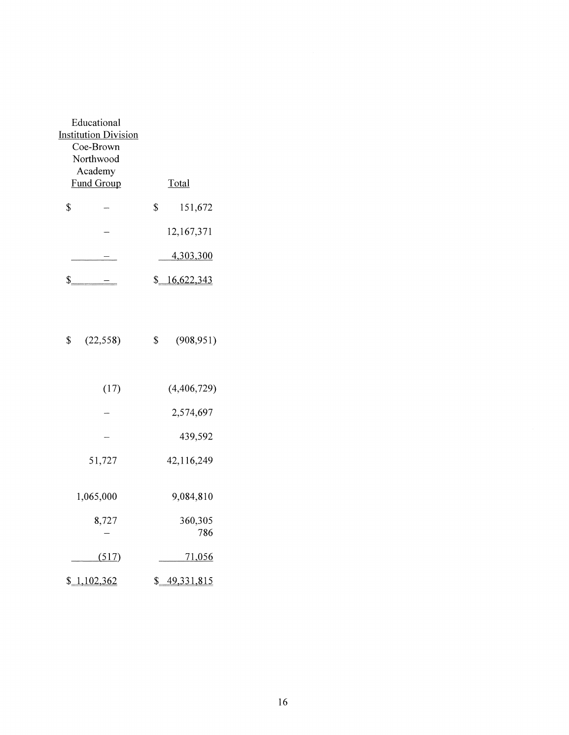| Educational Institution Division Coe-Brown Northwood Academy Fund Group | Total |
|---|---|
| $ – | $ 151,672 |
| – | 12,167,371 |
| – | 4,303,300 |
| $ – | $ 16,622,343 |
| | |
| $ (22,558) | $ (908,951) |
| | |
| (17) | (4,406,729) |
| – | 2,574,697 |
| – | 439,592 |
| 51,727 | 42,116,249 |
| | |
| 1,065,000 | 9,084,810 |
| 8,727 | 360,305 |
| – | 786 |
| (517) | 71,056 |
| $ 1,102,362 | $ 49,331,815 |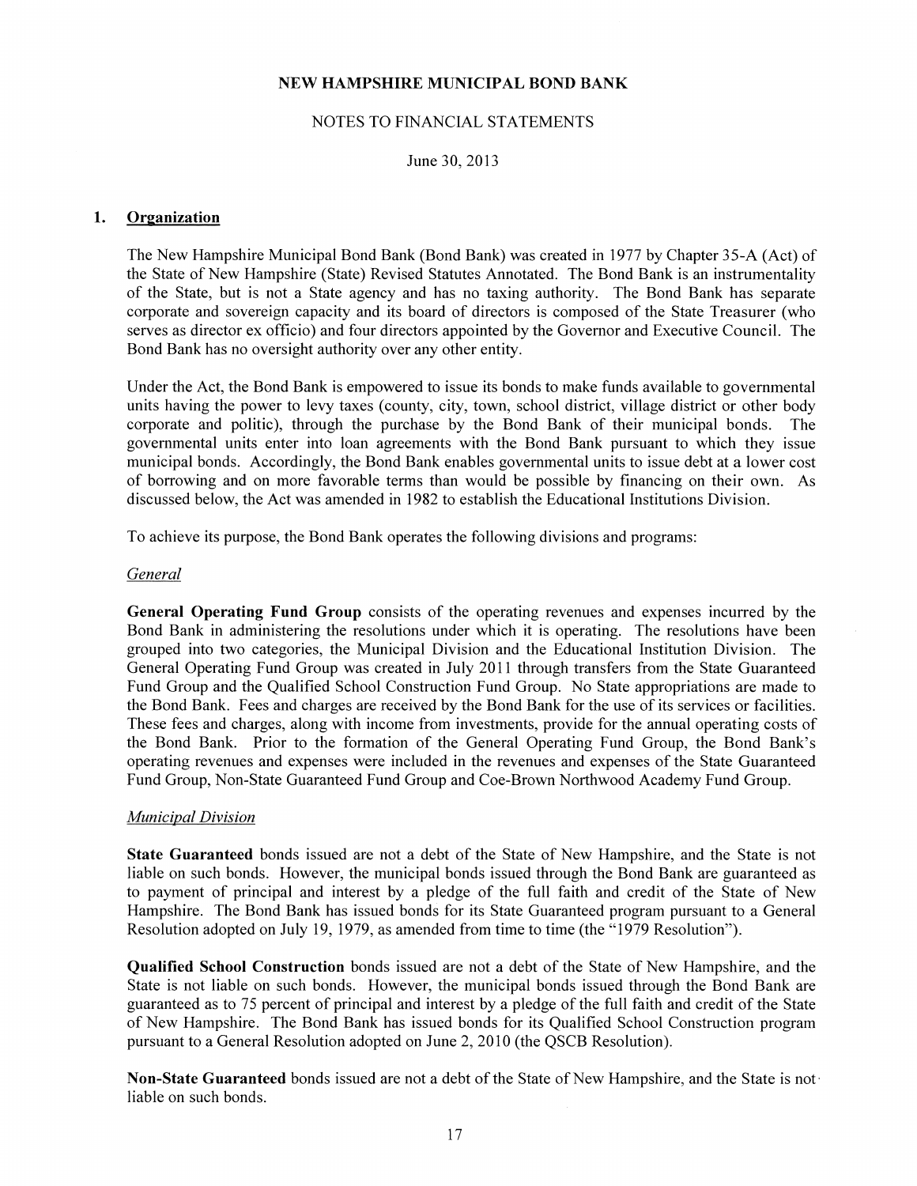# NEW HAMPSHIRE MUNICIPAL BOND BANK

## NOTES TO FINANCIAL STATEMENTS

June 30, 2013

## 1. Organization

The New Hampshire Municipal Bond Bank (Bond Bank) was created in 1977 by Chapter 35-A (Act) of the State of New Hampshire (State) Revised Statutes Annotated. The Bond Bank is an instrumentality of the State, but is not a State agency and has no taxing authority. The Bond Bank has separate corporate and sovereign capacity and its board of directors is composed of the State Treasurer (who serves as director ex officio) and four directors appointed by the Governor and Executive Council. The Bond Bank has no oversight authority over any other entity.

Under the Act, the Bond Bank is empowered to issue its bonds to make funds available to governmental units having the power to levy taxes (county, city, town, school district, village district or other body corporate and politic), through the purchase by the Bond Bank of their municipal bonds. The governmental units enter into loan agreements with the Bond Bank pursuant to which they issue municipal bonds. Accordingly, the Bond Bank enables governmental units to issue debt at a lower cost of borrowing and on more favorable terms than would be possible by financing on their own. As discussed below, the Act was amended in 1982 to establish the Educational Institutions Division.

To achieve its purpose, the Bond Bank operates the following divisions and programs:

*General*

**General Operating Fund Group** consists of the operating revenues and expenses incurred by the Bond Bank in administering the resolutions under which it is operating. The resolutions have been grouped into two categories, the Municipal Division and the Educational Institution Division. The General Operating Fund Group was created in July 2011 through transfers from the State Guaranteed Fund Group and the Qualified School Construction Fund Group. No State appropriations are made to the Bond Bank. Fees and charges are received by the Bond Bank for the use of its services or facilities. These fees and charges, along with income from investments, provide for the annual operating costs of the Bond Bank. Prior to the formation of the General Operating Fund Group, the Bond Bank's operating revenues and expenses were included in the revenues and expenses of the State Guaranteed Fund Group, Non-State Guaranteed Fund Group and Coe-Brown Northwood Academy Fund Group.

*Municipal Division*

**State Guaranteed** bonds issued are not a debt of the State of New Hampshire, and the State is not liable on such bonds. However, the municipal bonds issued through the Bond Bank are guaranteed as to payment of principal and interest by a pledge of the full faith and credit of the State of New Hampshire. The Bond Bank has issued bonds for its State Guaranteed program pursuant to a General Resolution adopted on July 19, 1979, as amended from time to time (the "1979 Resolution").

**Qualified School Construction** bonds issued are not a debt of the State of New Hampshire, and the State is not liable on such bonds. However, the municipal bonds issued through the Bond Bank are guaranteed as to 75 percent of principal and interest by a pledge of the full faith and credit of the State of New Hampshire. The Bond Bank has issued bonds for its Qualified School Construction program pursuant to a General Resolution adopted on June 2, 2010 (the QSCB Resolution).

**Non-State Guaranteed** bonds issued are not a debt of the State of New Hampshire, and the State is not liable on such bonds.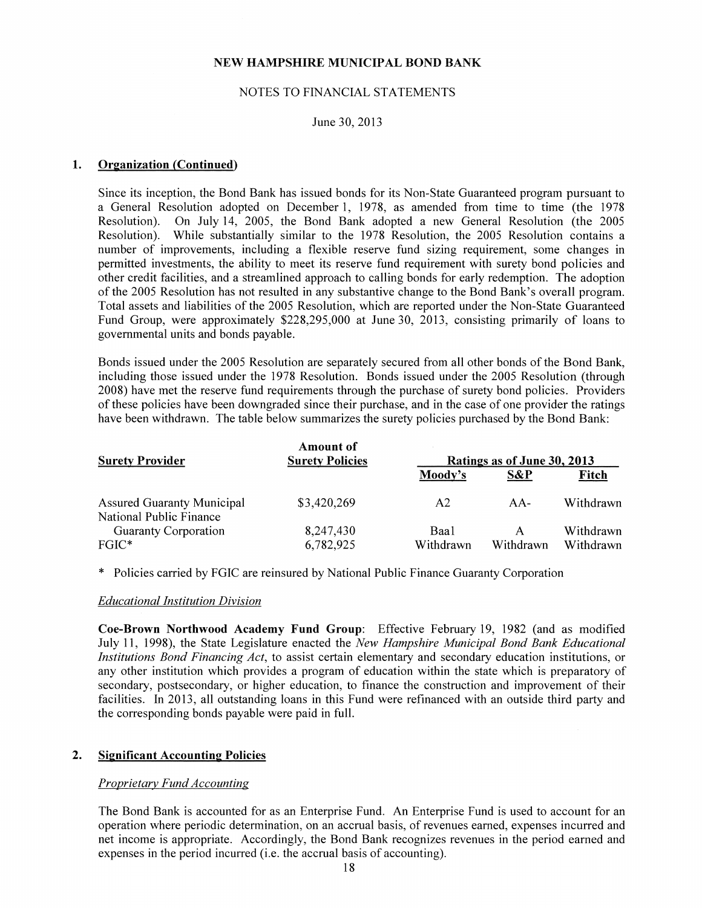NEW HAMPSHIRE MUNICIPAL BOND BANK

NOTES TO FINANCIAL STATEMENTS

June 30, 2013

## 1. Organization (Continued)

Since its inception, the Bond Bank has issued bonds for its Non-State Guaranteed program pursuant to a General Resolution adopted on December 1, 1978, as amended from time to time (the 1978 Resolution). On July 14, 2005, the Bond Bank adopted a new General Resolution (the 2005 Resolution). While substantially similar to the 1978 Resolution, the 2005 Resolution contains a number of improvements, including a flexible reserve fund sizing requirement, some changes in permitted investments, the ability to meet its reserve fund requirement with surety bond policies and other credit facilities, and a streamlined approach to calling bonds for early redemption. The adoption of the 2005 Resolution has not resulted in any substantive change to the Bond Bank's overall program. Total assets and liabilities of the 2005 Resolution, which are reported under the Non-State Guaranteed Fund Group, were approximately $228,295,000 at June 30, 2013, consisting primarily of loans to governmental units and bonds payable.

Bonds issued under the 2005 Resolution are separately secured from all other bonds of the Bond Bank, including those issued under the 1978 Resolution. Bonds issued under the 2005 Resolution (through 2008) have met the reserve fund requirements through the purchase of surety bond policies. Providers of these policies have been downgraded since their purchase, and in the case of one provider the ratings have been withdrawn. The table below summarizes the surety policies purchased by the Bond Bank:

| Surety Provider | Amount of Surety Policies | Ratings as of June 30, 2013 | | |
|---|---|---|---|---|
| | | Moody's | S&P | Fitch |
| Assured Guaranty Municipal | $3,420,269 | A2 | AA- | Withdrawn |
| National Public Finance Guaranty Corporation | 8,247,430 | Baa1 | A | Withdrawn |
| FGIC* | 6,782,925 | Withdrawn | Withdrawn | Withdrawn |

\* Policies carried by FGIC are reinsured by National Public Finance Guaranty Corporation

*Educational Institution Division*

**Coe-Brown Northwood Academy Fund Group**: Effective February 19, 1982 (and as modified July 11, 1998), the State Legislature enacted the *New Hampshire Municipal Bond Bank Educational Institutions Bond Financing Act*, to assist certain elementary and secondary education institutions, or any other institution which provides a program of education within the state which is preparatory of secondary, postsecondary, or higher education, to finance the construction and improvement of their facilities. In 2013, all outstanding loans in this Fund were refinanced with an outside third party and the corresponding bonds payable were paid in full.

## 2. Significant Accounting Policies

*Proprietary Fund Accounting*

The Bond Bank is accounted for as an Enterprise Fund. An Enterprise Fund is used to account for an operation where periodic determination, on an accrual basis, of revenues earned, expenses incurred and net income is appropriate. Accordingly, the Bond Bank recognizes revenues in the period earned and expenses in the period incurred (i.e. the accrual basis of accounting).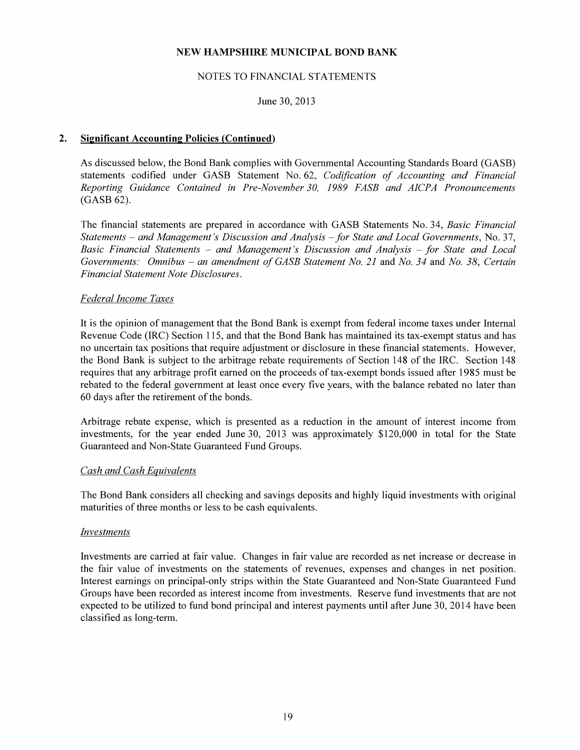## 2. Significant Accounting Policies (Continued)

As discussed below, the Bond Bank complies with Governmental Accounting Standards Board (GASB) statements codified under GASB Statement No. 62, *Codification of Accounting and Financial Reporting Guidance Contained in Pre-November 30, 1989 FASB and AICPA Pronouncements* (GASB 62).

The financial statements are prepared in accordance with GASB Statements No. 34, *Basic Financial Statements – and Management's Discussion and Analysis – for State and Local Governments*, No. 37, *Basic Financial Statements – and Management's Discussion and Analysis – for State and Local Governments: Omnibus – an amendment of GASB Statement No. 21* and *No. 34* and *No. 38*, *Certain Financial Statement Note Disclosures*.

### *Federal Income Taxes*

It is the opinion of management that the Bond Bank is exempt from federal income taxes under Internal Revenue Code (IRC) Section 115, and that the Bond Bank has maintained its tax-exempt status and has no uncertain tax positions that require adjustment or disclosure in these financial statements. However, the Bond Bank is subject to the arbitrage rebate requirements of Section 148 of the IRC. Section 148 requires that any arbitrage profit earned on the proceeds of tax-exempt bonds issued after 1985 must be rebated to the federal government at least once every five years, with the balance rebated no later than 60 days after the retirement of the bonds.

Arbitrage rebate expense, which is presented as a reduction in the amount of interest income from investments, for the year ended June 30, 2013 was approximately $120,000 in total for the State Guaranteed and Non-State Guaranteed Fund Groups.

### *Cash and Cash Equivalents*

The Bond Bank considers all checking and savings deposits and highly liquid investments with original maturities of three months or less to be cash equivalents.

### *Investments*

Investments are carried at fair value. Changes in fair value are recorded as net increase or decrease in the fair value of investments on the statements of revenues, expenses and changes in net position. Interest earnings on principal-only strips within the State Guaranteed and Non-State Guaranteed Fund Groups have been recorded as interest income from investments. Reserve fund investments that are not expected to be utilized to fund bond principal and interest payments until after June 30, 2014 have been classified as long-term.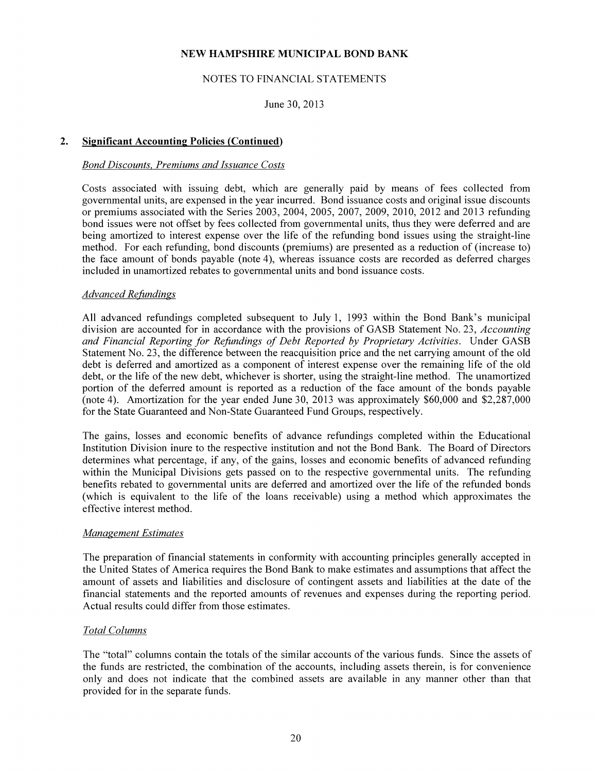## 2. Significant Accounting Policies (Continued)

*Bond Discounts, Premiums and Issuance Costs*

Costs associated with issuing debt, which are generally paid by means of fees collected from governmental units, are expensed in the year incurred. Bond issuance costs and original issue discounts or premiums associated with the Series 2003, 2004, 2005, 2007, 2009, 2010, 2012 and 2013 refunding bond issues were not offset by fees collected from governmental units, thus they were deferred and are being amortized to interest expense over the life of the refunding bond issues using the straight-line method. For each refunding, bond discounts (premiums) are presented as a reduction of (increase to) the face amount of bonds payable (note 4), whereas issuance costs are recorded as deferred charges included in unamortized rebates to governmental units and bond issuance costs.

*Advanced Refundings*

All advanced refundings completed subsequent to July 1, 1993 within the Bond Bank's municipal division are accounted for in accordance with the provisions of GASB Statement No. 23, *Accounting and Financial Reporting for Refundings of Debt Reported by Proprietary Activities*. Under GASB Statement No. 23, the difference between the reacquisition price and the net carrying amount of the old debt is deferred and amortized as a component of interest expense over the remaining life of the old debt, or the life of the new debt, whichever is shorter, using the straight-line method. The unamortized portion of the deferred amount is reported as a reduction of the face amount of the bonds payable (note 4). Amortization for the year ended June 30, 2013 was approximately $60,000 and $2,287,000 for the State Guaranteed and Non-State Guaranteed Fund Groups, respectively.

The gains, losses and economic benefits of advance refundings completed within the Educational Institution Division inure to the respective institution and not the Bond Bank. The Board of Directors determines what percentage, if any, of the gains, losses and economic benefits of advanced refunding within the Municipal Divisions gets passed on to the respective governmental units. The refunding benefits rebated to governmental units are deferred and amortized over the life of the refunded bonds (which is equivalent to the life of the loans receivable) using a method which approximates the effective interest method.

*Management Estimates*

The preparation of financial statements in conformity with accounting principles generally accepted in the United States of America requires the Bond Bank to make estimates and assumptions that affect the amount of assets and liabilities and disclosure of contingent assets and liabilities at the date of the financial statements and the reported amounts of revenues and expenses during the reporting period. Actual results could differ from those estimates.

*Total Columns*

The "total" columns contain the totals of the similar accounts of the various funds. Since the assets of the funds are restricted, the combination of the accounts, including assets therein, is for convenience only and does not indicate that the combined assets are available in any manner other than that provided for in the separate funds.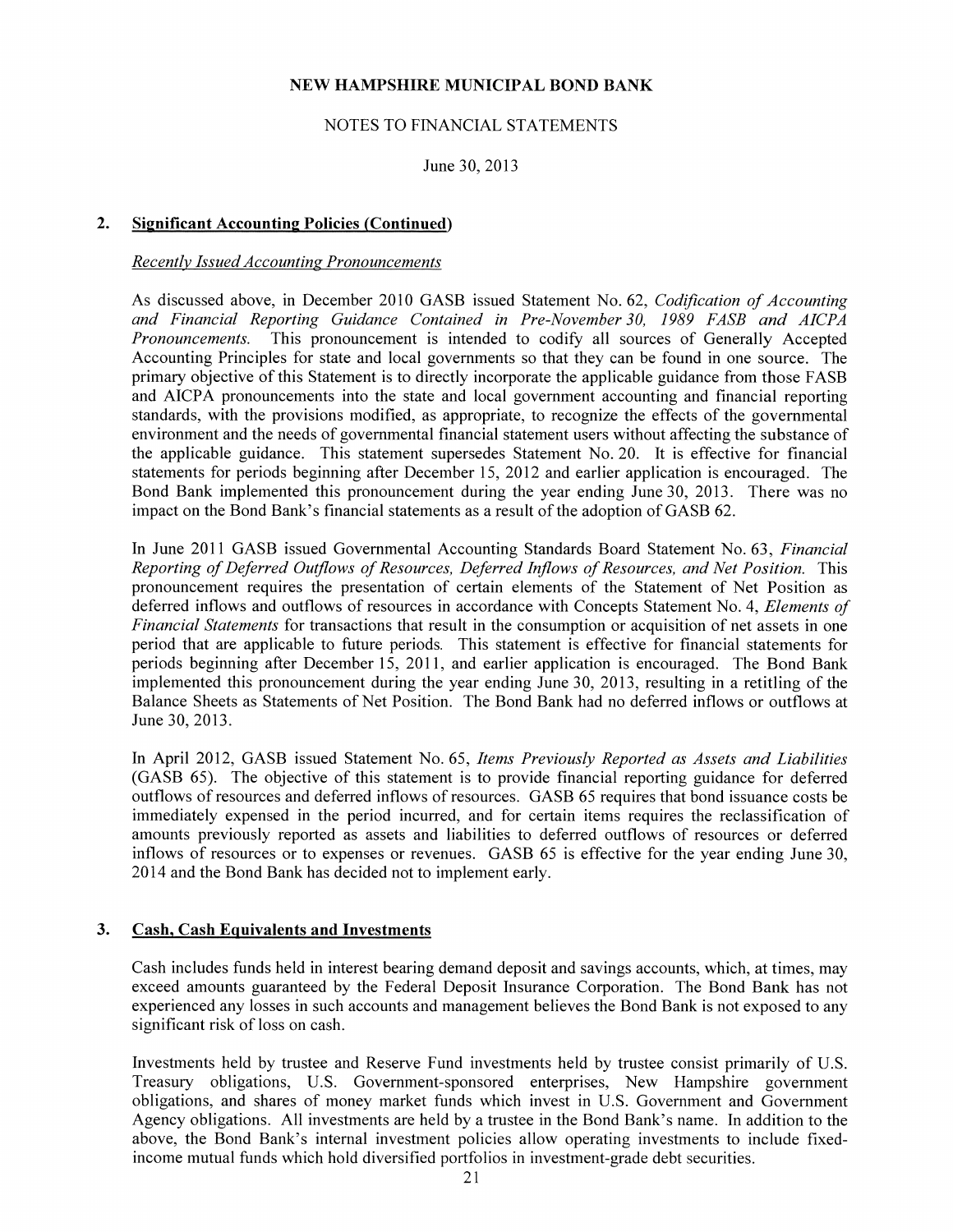## 2. Significant Accounting Policies (Continued)

### *Recently Issued Accounting Pronouncements*

As discussed above, in December 2010 GASB issued Statement No. 62, *Codification of Accounting and Financial Reporting Guidance Contained in Pre-November 30, 1989 FASB and AICPA Pronouncements.* This pronouncement is intended to codify all sources of Generally Accepted Accounting Principles for state and local governments so that they can be found in one source. The primary objective of this Statement is to directly incorporate the applicable guidance from those FASB and AICPA pronouncements into the state and local government accounting and financial reporting standards, with the provisions modified, as appropriate, to recognize the effects of the governmental environment and the needs of governmental financial statement users without affecting the substance of the applicable guidance. This statement supersedes Statement No. 20. It is effective for financial statements for periods beginning after December 15, 2012 and earlier application is encouraged. The Bond Bank implemented this pronouncement during the year ending June 30, 2013. There was no impact on the Bond Bank's financial statements as a result of the adoption of GASB 62.

In June 2011 GASB issued Governmental Accounting Standards Board Statement No. 63, *Financial Reporting of Deferred Outflows of Resources, Deferred Inflows of Resources, and Net Position.* This pronouncement requires the presentation of certain elements of the Statement of Net Position as deferred inflows and outflows of resources in accordance with Concepts Statement No. 4, *Elements of Financial Statements* for transactions that result in the consumption or acquisition of net assets in one period that are applicable to future periods. This statement is effective for financial statements for periods beginning after December 15, 2011, and earlier application is encouraged. The Bond Bank implemented this pronouncement during the year ending June 30, 2013, resulting in a retitling of the Balance Sheets as Statements of Net Position. The Bond Bank had no deferred inflows or outflows at June 30, 2013.

In April 2012, GASB issued Statement No. 65, *Items Previously Reported as Assets and Liabilities* (GASB 65). The objective of this statement is to provide financial reporting guidance for deferred outflows of resources and deferred inflows of resources. GASB 65 requires that bond issuance costs be immediately expensed in the period incurred, and for certain items requires the reclassification of amounts previously reported as assets and liabilities to deferred outflows of resources or deferred inflows of resources or to expenses or revenues. GASB 65 is effective for the year ending June 30, 2014 and the Bond Bank has decided not to implement early.

## 3. Cash, Cash Equivalents and Investments

Cash includes funds held in interest bearing demand deposit and savings accounts, which, at times, may exceed amounts guaranteed by the Federal Deposit Insurance Corporation. The Bond Bank has not experienced any losses in such accounts and management believes the Bond Bank is not exposed to any significant risk of loss on cash.

Investments held by trustee and Reserve Fund investments held by trustee consist primarily of U.S. Treasury obligations, U.S. Government-sponsored enterprises, New Hampshire government obligations, and shares of money market funds which invest in U.S. Government and Government Agency obligations. All investments are held by a trustee in the Bond Bank's name. In addition to the above, the Bond Bank's internal investment policies allow operating investments to include fixed-income mutual funds which hold diversified portfolios in investment-grade debt securities.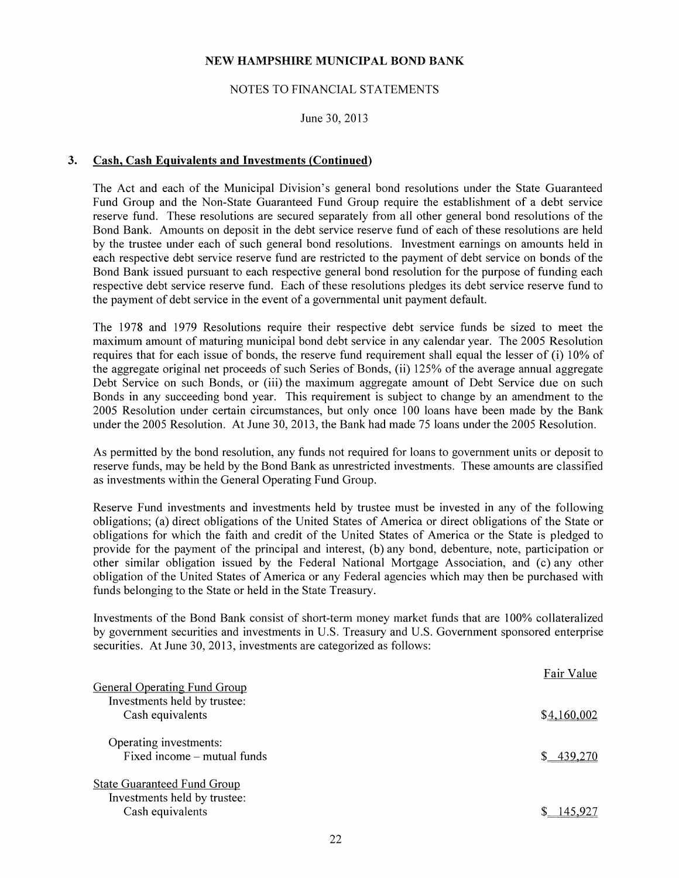**NEW HAMPSHIRE MUNICIPAL BOND BANK**

NOTES TO FINANCIAL STATEMENTS

June 30, 2013

## 3. Cash, Cash Equivalents and Investments (Continued)

The Act and each of the Municipal Division's general bond resolutions under the State Guaranteed Fund Group and the Non-State Guaranteed Fund Group require the establishment of a debt service reserve fund. These resolutions are secured separately from all other general bond resolutions of the Bond Bank. Amounts on deposit in the debt service reserve fund of each of these resolutions are held by the trustee under each of such general bond resolutions. Investment earnings on amounts held in each respective debt service reserve fund are restricted to the payment of debt service on bonds of the Bond Bank issued pursuant to each respective general bond resolution for the purpose of funding each respective debt service reserve fund. Each of these resolutions pledges its debt service reserve fund to the payment of debt service in the event of a governmental unit payment default.

The 1978 and 1979 Resolutions require their respective debt service funds be sized to meet the maximum amount of maturing municipal bond debt service in any calendar year. The 2005 Resolution requires that for each issue of bonds, the reserve fund requirement shall equal the lesser of (i) 10% of the aggregate original net proceeds of such Series of Bonds, (ii) 125% of the average annual aggregate Debt Service on such Bonds, or (iii) the maximum aggregate amount of Debt Service due on such Bonds in any succeeding bond year. This requirement is subject to change by an amendment to the 2005 Resolution under certain circumstances, but only once 100 loans have been made by the Bank under the 2005 Resolution. At June 30, 2013, the Bank had made 75 loans under the 2005 Resolution.

As permitted by the bond resolution, any funds not required for loans to government units or deposit to reserve funds, may be held by the Bond Bank as unrestricted investments. These amounts are classified as investments within the General Operating Fund Group.

Reserve Fund investments and investments held by trustee must be invested in any of the following obligations; (a) direct obligations of the United States of America or direct obligations of the State or obligations for which the faith and credit of the United States of America or the State is pledged to provide for the payment of the principal and interest, (b) any bond, debenture, note, participation or other similar obligation issued by the Federal National Mortgage Association, and (c) any other obligation of the United States of America or any Federal agencies which may then be purchased with funds belonging to the State or held in the State Treasury.

Investments of the Bond Bank consist of short-term money market funds that are 100% collateralized by government securities and investments in U.S. Treasury and U.S. Government sponsored enterprise securities. At June 30, 2013, investments are categorized as follows:

| | Fair Value |
|---|---|
| General Operating Fund Group | |
| Investments held by trustee: | |
| Cash equivalents | $4,160,002 |
| Operating investments: | |
| Fixed income – mutual funds | $ 439,270 |
| State Guaranteed Fund Group | |
| Investments held by trustee: | |
| Cash equivalents | $ 145,927 |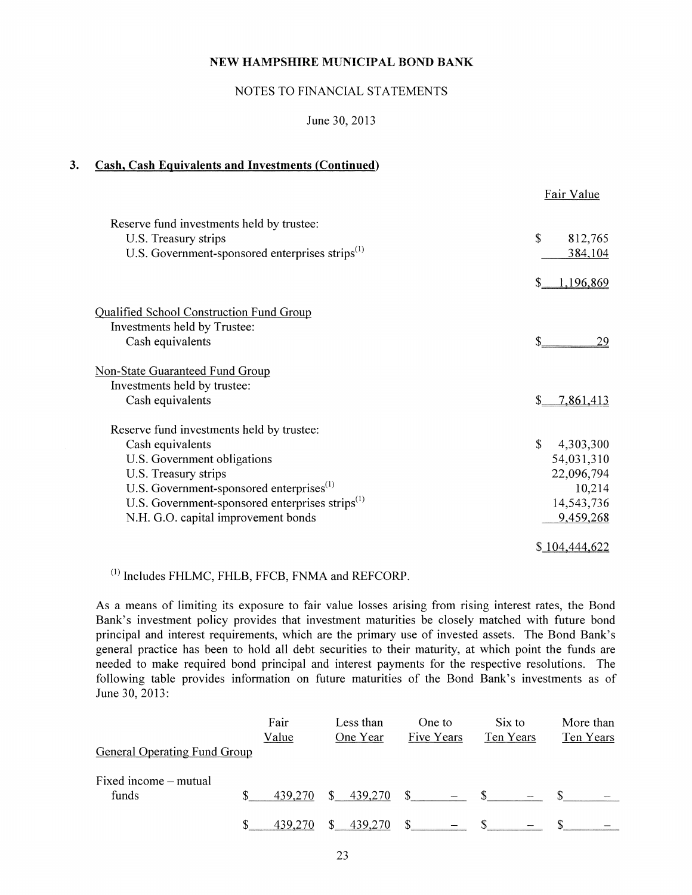**3. Cash, Cash Equivalents and Investments (Continued)**

| | Fair Value |
|---|---|
| Reserve fund investments held by trustee: | |
| U.S. Treasury strips | $ 812,765 |
| U.S. Government-sponsored enterprises strips(1) | 384,104 |
| | $ 1,196,869 |
| Qualified School Construction Fund Group | |
| Investments held by Trustee: | |
| Cash equivalents | $ 29 |
| Non-State Guaranteed Fund Group | |
| Investments held by trustee: | |
| Cash equivalents | $ 7,861,413 |
| Reserve fund investments held by trustee: | |
| Cash equivalents | $ 4,303,300 |
| U.S. Government obligations | 54,031,310 |
| U.S. Treasury strips | 22,096,794 |
| U.S. Government-sponsored enterprises(1) | 10,214 |
| U.S. Government-sponsored enterprises strips(1) | 14,543,736 |
| N.H. G.O. capital improvement bonds | 9,459,268 |
| | $ 104,444,622 |

(1) Includes FHLMC, FHLB, FFCB, FNMA and REFCORP.

As a means of limiting its exposure to fair value losses arising from rising interest rates, the Bond Bank's investment policy provides that investment maturities be closely matched with future bond principal and interest requirements, which are the primary use of invested assets. The Bond Bank's general practice has been to hold all debt securities to their maturity, at which point the funds are needed to make required bond principal and interest payments for the respective resolutions. The following table provides information on future maturities of the Bond Bank's investments as of June 30, 2013:

| | Fair Value | Less than One Year | One to Five Years | Six to Ten Years | More than Ten Years |
|---|---|---|---|---|---|
| General Operating Fund Group | | | | | |
| Fixed income – mutual funds | $ 439,270 | $ 439,270 | $ – | $ – | $ – |
| | $ 439,270 | $ 439,270 | $ – | $ – | $ – |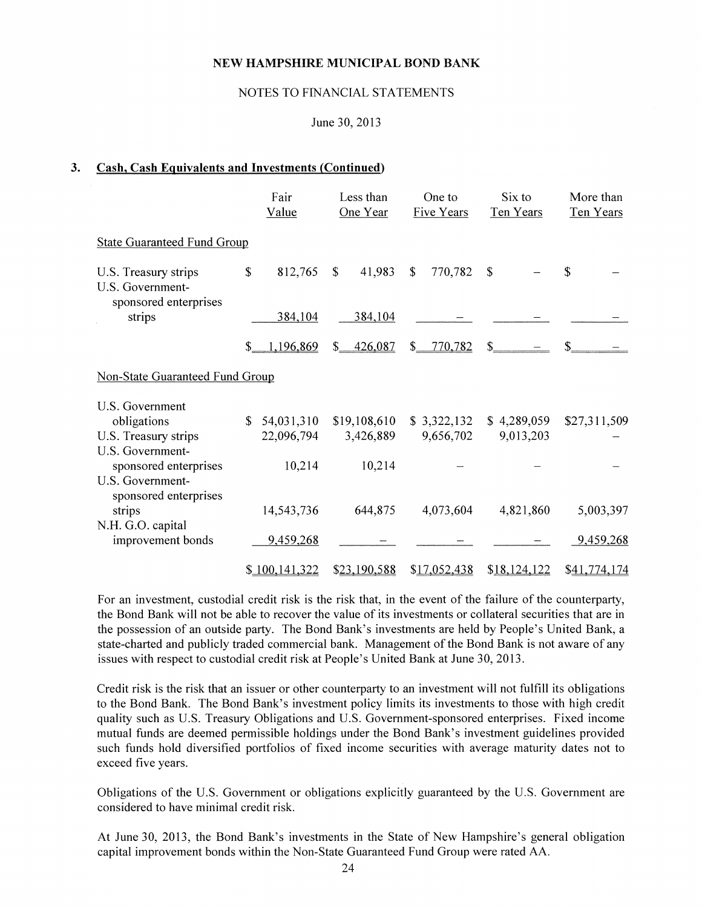## 3. Cash, Cash Equivalents and Investments (Continued)

| | Fair Value | Less than One Year | One to Five Years | Six to Ten Years | More than Ten Years |
|---|---|---|---|---|---|
| **State Guaranteed Fund Group** | | | | | |
| U.S. Treasury strips | $ 812,765 | $ 41,983 | $ 770,782 | $ – | $ – |
| U.S. Government-sponsored enterprises strips | 384,104 | 384,104 | – | – | – |
| | $ 1,196,869 | $ 426,087 | $ 770,782 | $ – | $ – |
| **Non-State Guaranteed Fund Group** | | | | | |
| U.S. Government obligations | $ 54,031,310 | $19,108,610 | $ 3,322,132 | $ 4,289,059 | $27,311,509 |
| U.S. Treasury strips | 22,096,794 | 3,426,889 | 9,656,702 | 9,013,203 | – |
| U.S. Government-sponsored enterprises | 10,214 | 10,214 | – | – | – |
| U.S. Government-sponsored enterprises strips | 14,543,736 | 644,875 | 4,073,604 | 4,821,860 | 5,003,397 |
| N.H. G.O. capital improvement bonds | 9,459,268 | – | – | – | 9,459,268 |
| | $ 100,141,322 | $23,190,588 | $17,052,438 | $18,124,122 | $41,774,174 |

For an investment, custodial credit risk is the risk that, in the event of the failure of the counterparty, the Bond Bank will not be able to recover the value of its investments or collateral securities that are in the possession of an outside party. The Bond Bank's investments are held by People's United Bank, a state-charted and publicly traded commercial bank. Management of the Bond Bank is not aware of any issues with respect to custodial credit risk at People's United Bank at June 30, 2013.

Credit risk is the risk that an issuer or other counterparty to an investment will not fulfill its obligations to the Bond Bank. The Bond Bank's investment policy limits its investments to those with high credit quality such as U.S. Treasury Obligations and U.S. Government-sponsored enterprises. Fixed income mutual funds are deemed permissible holdings under the Bond Bank's investment guidelines provided such funds hold diversified portfolios of fixed income securities with average maturity dates not to exceed five years.

Obligations of the U.S. Government or obligations explicitly guaranteed by the U.S. Government are considered to have minimal credit risk.

At June 30, 2013, the Bond Bank's investments in the State of New Hampshire's general obligation capital improvement bonds within the Non-State Guaranteed Fund Group were rated AA.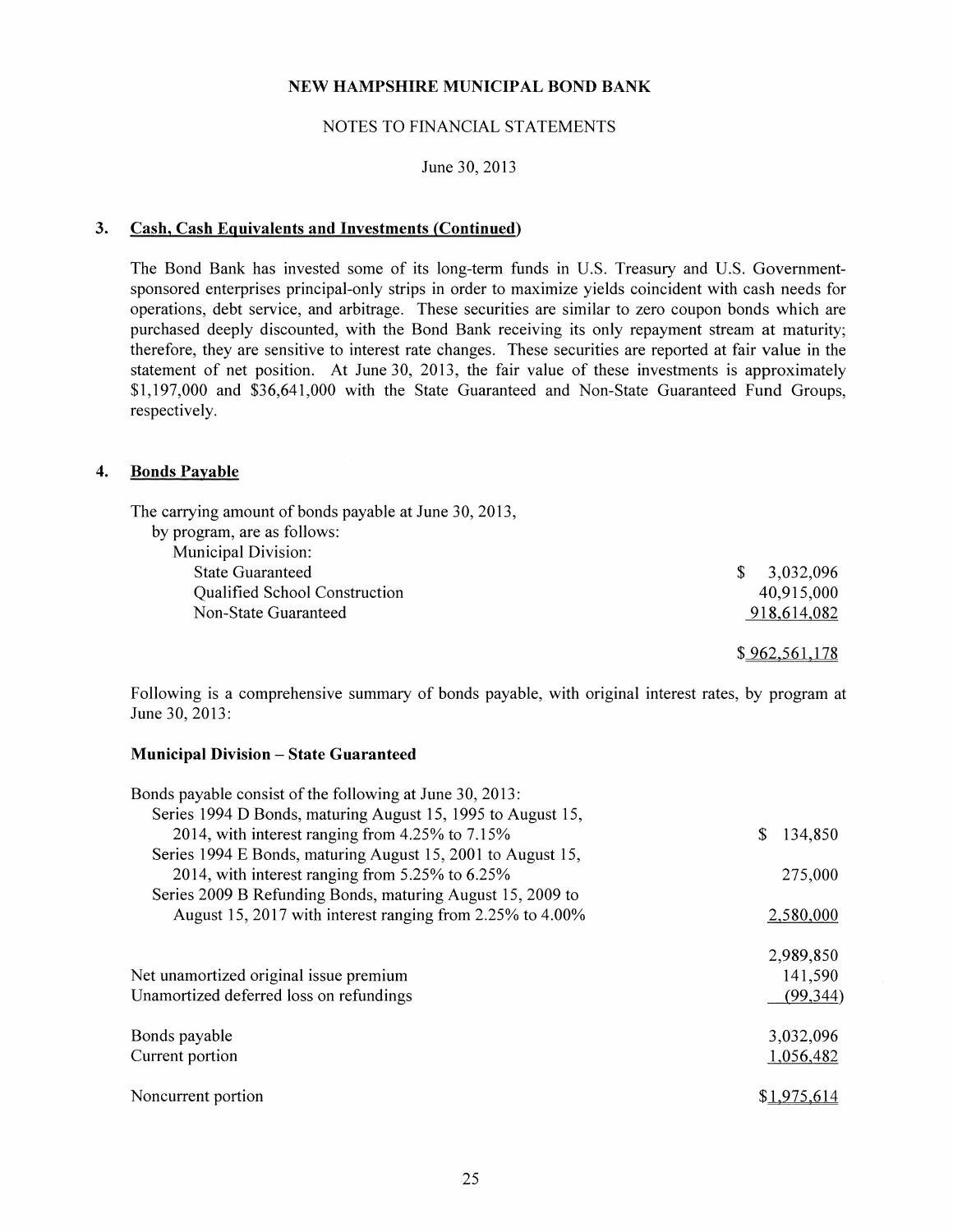NEW HAMPSHIRE MUNICIPAL BOND BANK

NOTES TO FINANCIAL STATEMENTS

June 30, 2013

## 3. Cash, Cash Equivalents and Investments (Continued)

The Bond Bank has invested some of its long-term funds in U.S. Treasury and U.S. Government-sponsored enterprises principal-only strips in order to maximize yields coincident with cash needs for operations, debt service, and arbitrage. These securities are similar to zero coupon bonds which are purchased deeply discounted, with the Bond Bank receiving its only repayment stream at maturity; therefore, they are sensitive to interest rate changes. These securities are reported at fair value in the statement of net position. At June 30, 2013, the fair value of these investments is approximately \$1,197,000 and \$36,641,000 with the State Guaranteed and Non-State Guaranteed Fund Groups, respectively.

## 4. Bonds Payable

| The carrying amount of bonds payable at June 30, 2013, by program, are as follows: | |
|---|---|
| Municipal Division: | |
| State Guaranteed | \$ 3,032,096 |
| Qualified School Construction | 40,915,000 |
| Non-State Guaranteed | 918,614,082 |
| | \$ 962,561,178 |

Following is a comprehensive summary of bonds payable, with original interest rates, by program at June 30, 2013:

**Municipal Division – State Guaranteed**

| Bonds payable consist of the following at June 30, 2013: | |
|---|---|
| Series 1994 D Bonds, maturing August 15, 1995 to August 15, 2014, with interest ranging from 4.25% to 7.15% | \$ 134,850 |
| Series 1994 E Bonds, maturing August 15, 2001 to August 15, 2014, with interest ranging from 5.25% to 6.25% | 275,000 |
| Series 2009 B Refunding Bonds, maturing August 15, 2009 to August 15, 2017 with interest ranging from 2.25% to 4.00% | 2,580,000 |
| | 2,989,850 |
| Net unamortized original issue premium | 141,590 |
| Unamortized deferred loss on refundings | (99,344) |
| Bonds payable | 3,032,096 |
| Current portion | 1,056,482 |
| Noncurrent portion | \$ 1,975,614 |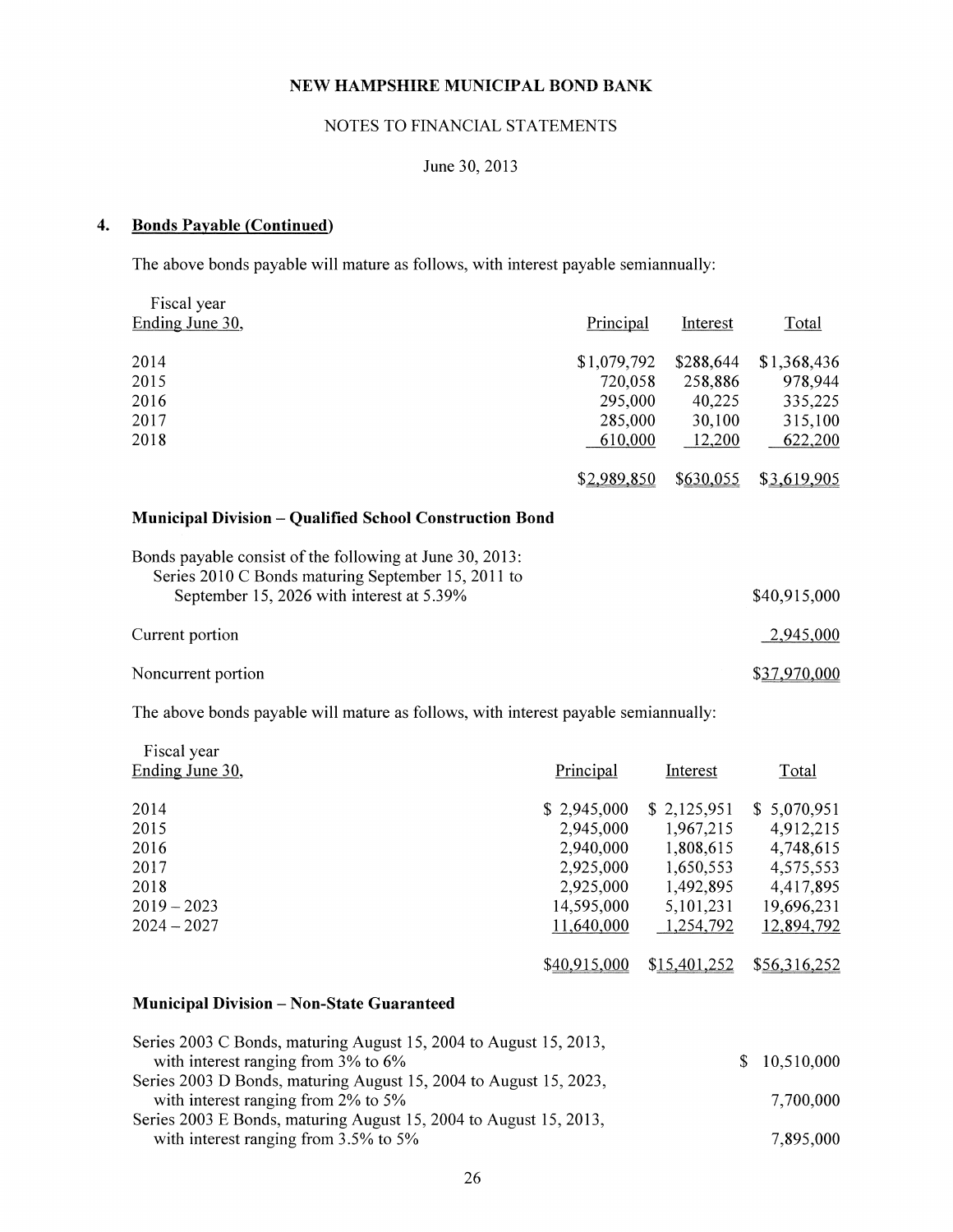# NEW HAMPSHIRE MUNICIPAL BOND BANK

NOTES TO FINANCIAL STATEMENTS

June 30, 2013

## 4. Bonds Payable (Continued)

The above bonds payable will mature as follows, with interest payable semiannually:

| Fiscal year Ending June 30, | Principal | Interest | Total |
|---|---|---|---|
| 2014 | $1,079,792 | $288,644 | $1,368,436 |
| 2015 | 720,058 | 258,886 | 978,944 |
| 2016 | 295,000 | 40,225 | 335,225 |
| 2017 | 285,000 | 30,100 | 315,100 |
| 2018 | 610,000 | 12,200 | 622,200 |
| | $2,989,850 | $630,055 | $3,619,905 |

### Municipal Division – Qualified School Construction Bond

Bonds payable consist of the following at June 30, 2013:

| | |
|---|---|
| Series 2010 C Bonds maturing September 15, 2011 to September 15, 2026 with interest at 5.39% | $40,915,000 |
| Current portion | 2,945,000 |
| Noncurrent portion | $37,970,000 |

The above bonds payable will mature as follows, with interest payable semiannually:

| Fiscal year Ending June 30, | Principal | Interest | Total |
|---|---|---|---|
| 2014 | $ 2,945,000 | $ 2,125,951 | $ 5,070,951 |
| 2015 | 2,945,000 | 1,967,215 | 4,912,215 |
| 2016 | 2,940,000 | 1,808,615 | 4,748,615 |
| 2017 | 2,925,000 | 1,650,553 | 4,575,553 |
| 2018 | 2,925,000 | 1,492,895 | 4,417,895 |
| 2019 – 2023 | 14,595,000 | 5,101,231 | 19,696,231 |
| 2024 – 2027 | 11,640,000 | 1,254,792 | 12,894,792 |
| | $40,915,000 | $15,401,252 | $56,316,252 |

### Municipal Division – Non-State Guaranteed

| | |
|---|---|
| Series 2003 C Bonds, maturing August 15, 2004 to August 15, 2013, with interest ranging from 3% to 6% | $ 10,510,000 |
| Series 2003 D Bonds, maturing August 15, 2004 to August 15, 2023, with interest ranging from 2% to 5% | 7,700,000 |
| Series 2003 E Bonds, maturing August 15, 2004 to August 15, 2013, with interest ranging from 3.5% to 5% | 7,895,000 |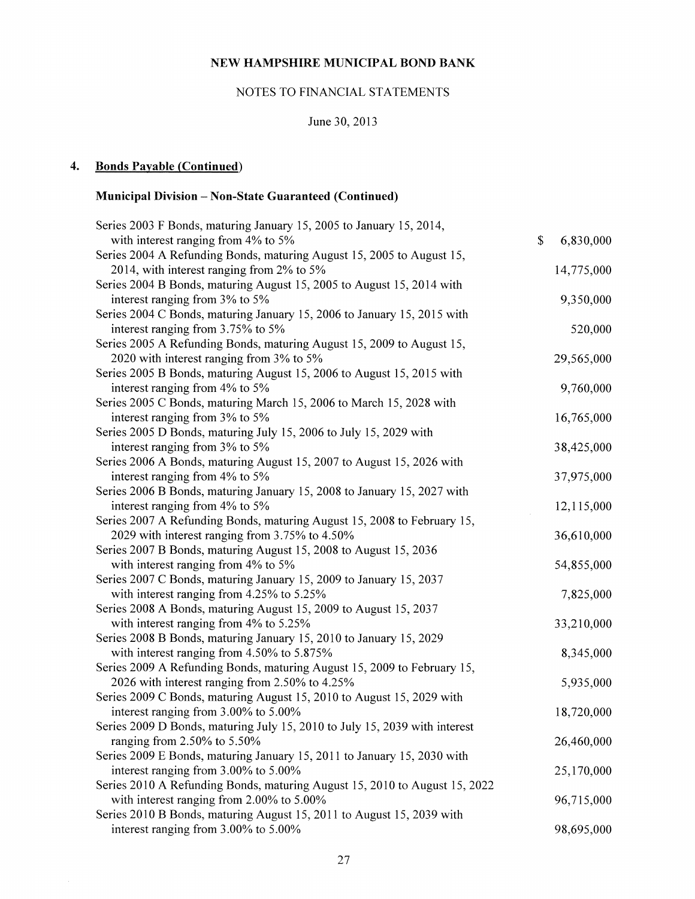NEW HAMPSHIRE MUNICIPAL BOND BANK

NOTES TO FINANCIAL STATEMENTS

June 30, 2013

## 4. Bonds Payable (Continued)

### Municipal Division – Non-State Guaranteed (Continued)

| | |
|---|---|
| Series 2003 F Bonds, maturing January 15, 2005 to January 15, 2014, with interest ranging from 4% to 5% | $ 6,830,000 |
| Series 2004 A Refunding Bonds, maturing August 15, 2005 to August 15, 2014, with interest ranging from 2% to 5% | 14,775,000 |
| Series 2004 B Bonds, maturing August 15, 2005 to August 15, 2014 with interest ranging from 3% to 5% | 9,350,000 |
| Series 2004 C Bonds, maturing January 15, 2006 to January 15, 2015 with interest ranging from 3.75% to 5% | 520,000 |
| Series 2005 A Refunding Bonds, maturing August 15, 2009 to August 15, 2020 with interest ranging from 3% to 5% | 29,565,000 |
| Series 2005 B Bonds, maturing August 15, 2006 to August 15, 2015 with interest ranging from 4% to 5% | 9,760,000 |
| Series 2005 C Bonds, maturing March 15, 2006 to March 15, 2028 with interest ranging from 3% to 5% | 16,765,000 |
| Series 2005 D Bonds, maturing July 15, 2006 to July 15, 2029 with interest ranging from 3% to 5% | 38,425,000 |
| Series 2006 A Bonds, maturing August 15, 2007 to August 15, 2026 with interest ranging from 4% to 5% | 37,975,000 |
| Series 2006 B Bonds, maturing January 15, 2008 to January 15, 2027 with interest ranging from 4% to 5% | 12,115,000 |
| Series 2007 A Refunding Bonds, maturing August 15, 2008 to February 15, 2029 with interest ranging from 3.75% to 4.50% | 36,610,000 |
| Series 2007 B Bonds, maturing August 15, 2008 to August 15, 2036 with interest ranging from 4% to 5% | 54,855,000 |
| Series 2007 C Bonds, maturing January 15, 2009 to January 15, 2037 with interest ranging from 4.25% to 5.25% | 7,825,000 |
| Series 2008 A Bonds, maturing August 15, 2009 to August 15, 2037 with interest ranging from 4% to 5.25% | 33,210,000 |
| Series 2008 B Bonds, maturing January 15, 2010 to January 15, 2029 with interest ranging from 4.50% to 5.875% | 8,345,000 |
| Series 2009 A Refunding Bonds, maturing August 15, 2009 to February 15, 2026 with interest ranging from 2.50% to 4.25% | 5,935,000 |
| Series 2009 C Bonds, maturing August 15, 2010 to August 15, 2029 with interest ranging from 3.00% to 5.00% | 18,720,000 |
| Series 2009 D Bonds, maturing July 15, 2010 to July 15, 2039 with interest ranging from 2.50% to 5.50% | 26,460,000 |
| Series 2009 E Bonds, maturing January 15, 2011 to January 15, 2030 with interest ranging from 3.00% to 5.00% | 25,170,000 |
| Series 2010 A Refunding Bonds, maturing August 15, 2010 to August 15, 2022 with interest ranging from 2.00% to 5.00% | 96,715,000 |
| Series 2010 B Bonds, maturing August 15, 2011 to August 15, 2039 with interest ranging from 3.00% to 5.00% | 98,695,000 |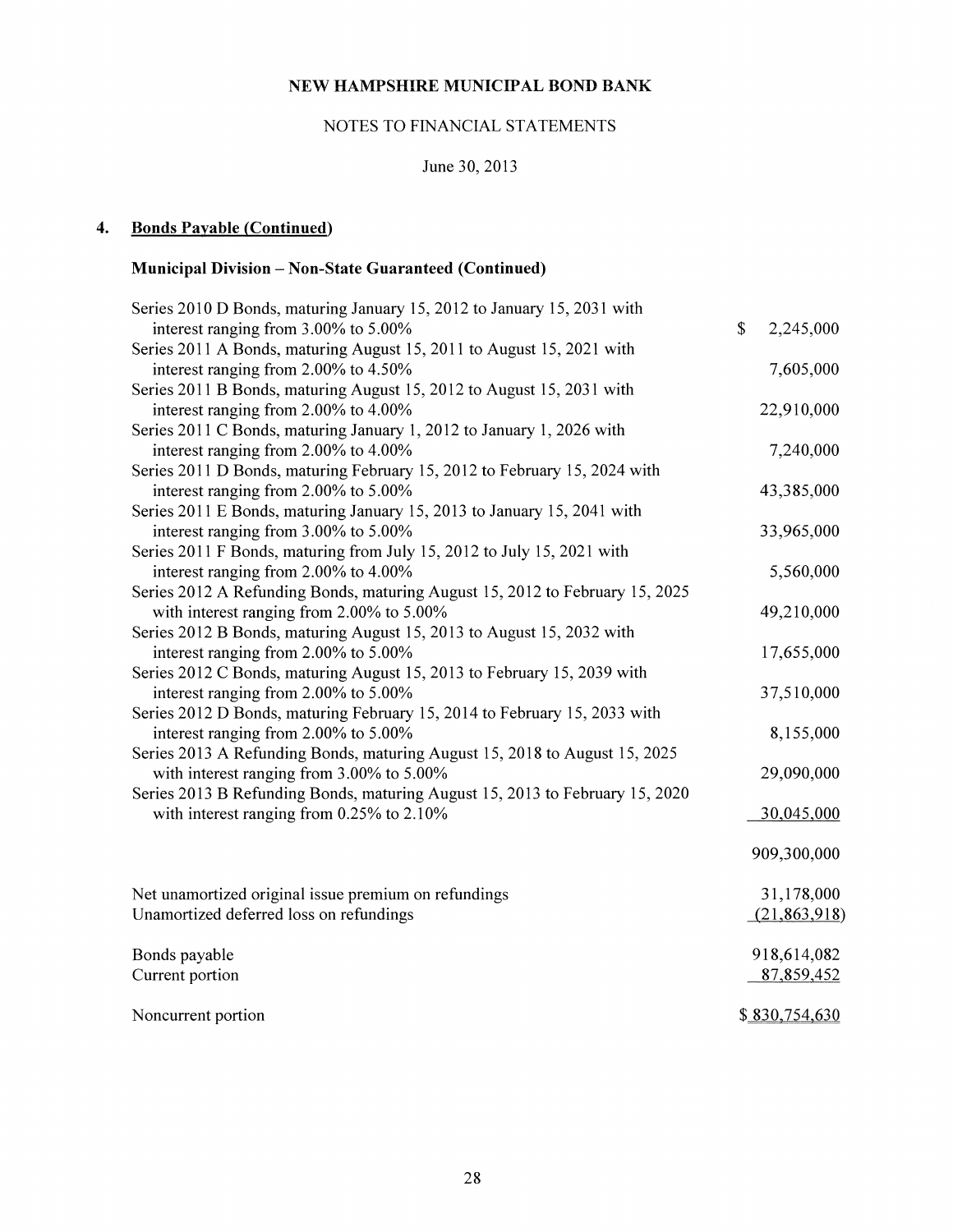# NEW HAMPSHIRE MUNICIPAL BOND BANK

NOTES TO FINANCIAL STATEMENTS

June 30, 2013

## 4. Bonds Payable (Continued)

### Municipal Division – Non-State Guaranteed (Continued)

| Description | Amount |
|---|---|
| Series 2010 D Bonds, maturing January 15, 2012 to January 15, 2031 with interest ranging from 3.00% to 5.00% | $ 2,245,000 |
| Series 2011 A Bonds, maturing August 15, 2011 to August 15, 2021 with interest ranging from 2.00% to 4.50% | 7,605,000 |
| Series 2011 B Bonds, maturing August 15, 2012 to August 15, 2031 with interest ranging from 2.00% to 4.00% | 22,910,000 |
| Series 2011 C Bonds, maturing January 1, 2012 to January 1, 2026 with interest ranging from 2.00% to 4.00% | 7,240,000 |
| Series 2011 D Bonds, maturing February 15, 2012 to February 15, 2024 with interest ranging from 2.00% to 5.00% | 43,385,000 |
| Series 2011 E Bonds, maturing January 15, 2013 to January 15, 2041 with interest ranging from 3.00% to 5.00% | 33,965,000 |
| Series 2011 F Bonds, maturing from July 15, 2012 to July 15, 2021 with interest ranging from 2.00% to 4.00% | 5,560,000 |
| Series 2012 A Refunding Bonds, maturing August 15, 2012 to February 15, 2025 with interest ranging from 2.00% to 5.00% | 49,210,000 |
| Series 2012 B Bonds, maturing August 15, 2013 to August 15, 2032 with interest ranging from 2.00% to 5.00% | 17,655,000 |
| Series 2012 C Bonds, maturing August 15, 2013 to February 15, 2039 with interest ranging from 2.00% to 5.00% | 37,510,000 |
| Series 2012 D Bonds, maturing February 15, 2014 to February 15, 2033 with interest ranging from 2.00% to 5.00% | 8,155,000 |
| Series 2013 A Refunding Bonds, maturing August 15, 2018 to August 15, 2025 with interest ranging from 3.00% to 5.00% | 29,090,000 |
| Series 2013 B Refunding Bonds, maturing August 15, 2013 to February 15, 2020 with interest ranging from 0.25% to 2.10% | 30,045,000 |
| | 909,300,000 |
| Net unamortized original issue premium on refundings | 31,178,000 |
| Unamortized deferred loss on refundings | (21,863,918) |
| Bonds payable | 918,614,082 |
| Current portion | 87,859,452 |
| Noncurrent portion | $ 830,754,630 |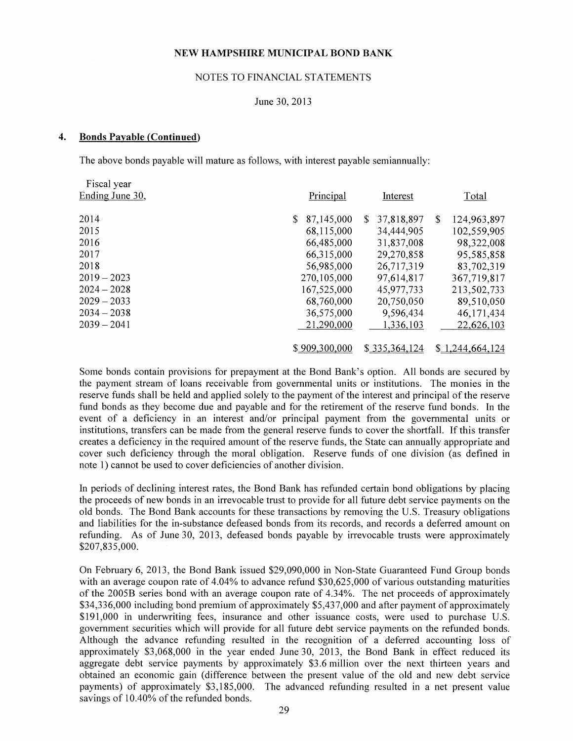**NEW HAMPSHIRE MUNICIPAL BOND BANK**

NOTES TO FINANCIAL STATEMENTS

June 30, 2013

**4. Bonds Payable (Continued)**

The above bonds payable will mature as follows, with interest payable semiannually:

| Fiscal year Ending June 30, | Principal | Interest | Total |
|---|---|---|---|
| 2014 | $ 87,145,000 | $ 37,818,897 | $ 124,963,897 |
| 2015 | 68,115,000 | 34,444,905 | 102,559,905 |
| 2016 | 66,485,000 | 31,837,008 | 98,322,008 |
| 2017 | 66,315,000 | 29,270,858 | 95,585,858 |
| 2018 | 56,985,000 | 26,717,319 | 83,702,319 |
| 2019 – 2023 | 270,105,000 | 97,614,817 | 367,719,817 |
| 2024 – 2028 | 167,525,000 | 45,977,733 | 213,502,733 |
| 2029 – 2033 | 68,760,000 | 20,750,050 | 89,510,050 |
| 2034 – 2038 | 36,575,000 | 9,596,434 | 46,171,434 |
| 2039 – 2041 | 21,290,000 | 1,336,103 | 22,626,103 |
| | $ 909,300,000 | $ 335,364,124 | $ 1,244,664,124 |

Some bonds contain provisions for prepayment at the Bond Bank's option. All bonds are secured by the payment stream of loans receivable from governmental units or institutions. The monies in the reserve funds shall be held and applied solely to the payment of the interest and principal of the reserve fund bonds as they become due and payable and for the retirement of the reserve fund bonds. In the event of a deficiency in an interest and/or principal payment from the governmental units or institutions, transfers can be made from the general reserve funds to cover the shortfall. If this transfer creates a deficiency in the required amount of the reserve funds, the State can annually appropriate and cover such deficiency through the moral obligation. Reserve funds of one division (as defined in note 1) cannot be used to cover deficiencies of another division.

In periods of declining interest rates, the Bond Bank has refunded certain bond obligations by placing the proceeds of new bonds in an irrevocable trust to provide for all future debt service payments on the old bonds. The Bond Bank accounts for these transactions by removing the U.S. Treasury obligations and liabilities for the in-substance defeased bonds from its records, and records a deferred amount on refunding. As of June 30, 2013, defeased bonds payable by irrevocable trusts were approximately $207,835,000.

On February 6, 2013, the Bond Bank issued $29,090,000 in Non-State Guaranteed Fund Group bonds with an average coupon rate of 4.04% to advance refund $30,625,000 of various outstanding maturities of the 2005B series bond with an average coupon rate of 4.34%. The net proceeds of approximately $34,336,000 including bond premium of approximately $5,437,000 and after payment of approximately $191,000 in underwriting fees, insurance and other issuance costs, were used to purchase U.S. government securities which will provide for all future debt service payments on the refunded bonds. Although the advance refunding resulted in the recognition of a deferred accounting loss of approximately $3,068,000 in the year ended June 30, 2013, the Bond Bank in effect reduced its aggregate debt service payments by approximately $3.6 million over the next thirteen years and obtained an economic gain (difference between the present value of the old and new debt service payments) of approximately $3,185,000. The advanced refunding resulted in a net present value savings of 10.40% of the refunded bonds.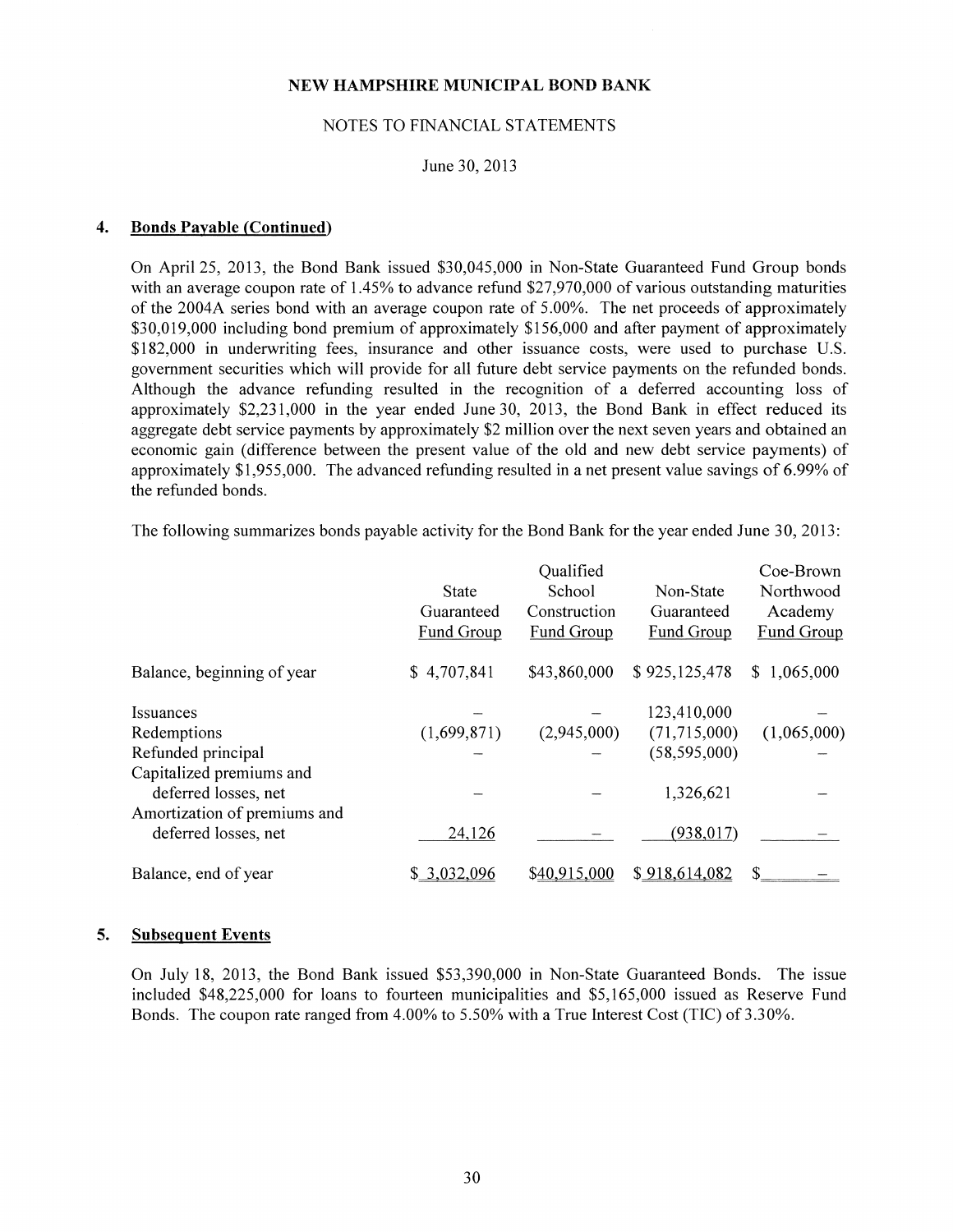NEW HAMPSHIRE MUNICIPAL BOND BANK

NOTES TO FINANCIAL STATEMENTS

June 30, 2013

## 4. Bonds Payable (Continued)

On April 25, 2013, the Bond Bank issued $30,045,000 in Non-State Guaranteed Fund Group bonds with an average coupon rate of 1.45% to advance refund $27,970,000 of various outstanding maturities of the 2004A series bond with an average coupon rate of 5.00%. The net proceeds of approximately $30,019,000 including bond premium of approximately $156,000 and after payment of approximately $182,000 in underwriting fees, insurance and other issuance costs, were used to purchase U.S. government securities which will provide for all future debt service payments on the refunded bonds. Although the advance refunding resulted in the recognition of a deferred accounting loss of approximately $2,231,000 in the year ended June 30, 2013, the Bond Bank in effect reduced its aggregate debt service payments by approximately $2 million over the next seven years and obtained an economic gain (difference between the present value of the old and new debt service payments) of approximately $1,955,000. The advanced refunding resulted in a net present value savings of 6.99% of the refunded bonds.

The following summarizes bonds payable activity for the Bond Bank for the year ended June 30, 2013:

| | State Guaranteed Fund Group | Qualified School Construction Fund Group | Non-State Guaranteed Fund Group | Coe-Brown Northwood Academy Fund Group |
|---|---|---|---|---|
| Balance, beginning of year | $ 4,707,841 | $43,860,000 | $ 925,125,478 | $ 1,065,000 |
| Issuances | – | – | 123,410,000 | – |
| Redemptions | (1,699,871) | (2,945,000) | (71,715,000) | (1,065,000) |
| Refunded principal | – | – | (58,595,000) | – |
| Capitalized premiums and deferred losses, net | – | – | 1,326,621 | – |
| Amortization of premiums and deferred losses, net | 24,126 | – | (938,017) | – |
| Balance, end of year | $ 3,032,096 | $40,915,000 | $ 918,614,082 | $ – |

## 5. Subsequent Events

On July 18, 2013, the Bond Bank issued $53,390,000 in Non-State Guaranteed Bonds. The issue included $48,225,000 for loans to fourteen municipalities and $5,165,000 issued as Reserve Fund Bonds. The coupon rate ranged from 4.00% to 5.50% with a True Interest Cost (TIC) of 3.30%.